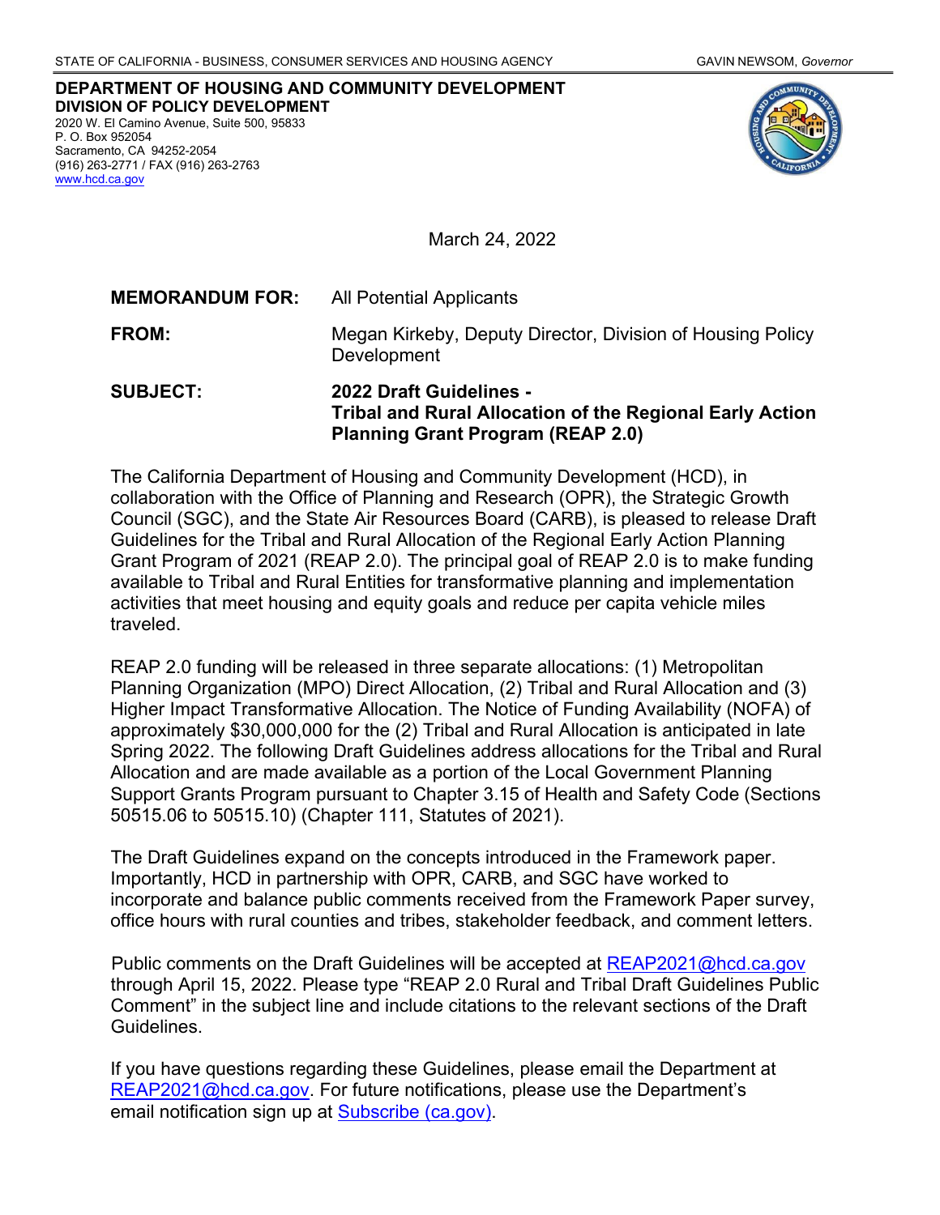STATE OF CALIFORNIA - BUSINESS, CONSUMER SERVICES AND HOUSING AGENCY GAVIN NEWSOM, *Governor*

**DEPARTMENT OF HOUSING AND COMMUNITY DEVELOPMENT**
**DIVISION OF POLICY DEVELOPMENT**
2020 W. El Camino Avenue, Suite 500, 95833
P. O. Box 952054
Sacramento, CA 94252-2054
(916) 263-2771 / FAX (916) 263-2763
www.hcd.ca.gov

March 24, 2022

**MEMORANDUM FOR:** All Potential Applicants

**FROM:** Megan Kirkeby, Deputy Director, Division of Housing Policy Development

**SUBJECT:** **2022 Draft Guidelines - Tribal and Rural Allocation of the Regional Early Action Planning Grant Program (REAP 2.0)**

The California Department of Housing and Community Development (HCD), in collaboration with the Office of Planning and Research (OPR), the Strategic Growth Council (SGC), and the State Air Resources Board (CARB), is pleased to release Draft Guidelines for the Tribal and Rural Allocation of the Regional Early Action Planning Grant Program of 2021 (REAP 2.0). The principal goal of REAP 2.0 is to make funding available to Tribal and Rural Entities for transformative planning and implementation activities that meet housing and equity goals and reduce per capita vehicle miles traveled.

REAP 2.0 funding will be released in three separate allocations: (1) Metropolitan Planning Organization (MPO) Direct Allocation, (2) Tribal and Rural Allocation and (3) Higher Impact Transformative Allocation. The Notice of Funding Availability (NOFA) of approximately $30,000,000 for the (2) Tribal and Rural Allocation is anticipated in late Spring 2022. The following Draft Guidelines address allocations for the Tribal and Rural Allocation and are made available as a portion of the Local Government Planning Support Grants Program pursuant to Chapter 3.15 of Health and Safety Code (Sections 50515.06 to 50515.10) (Chapter 111, Statutes of 2021).

The Draft Guidelines expand on the concepts introduced in the Framework paper. Importantly, HCD in partnership with OPR, CARB, and SGC have worked to incorporate and balance public comments received from the Framework Paper survey, office hours with rural counties and tribes, stakeholder feedback, and comment letters.

Public comments on the Draft Guidelines will be accepted at REAP2021@hcd.ca.gov through April 15, 2022. Please type "REAP 2.0 Rural and Tribal Draft Guidelines Public Comment" in the subject line and include citations to the relevant sections of the Draft Guidelines.

If you have questions regarding these Guidelines, please email the Department at REAP2021@hcd.ca.gov. For future notifications, please use the Department's email notification sign up at Subscribe (ca.gov).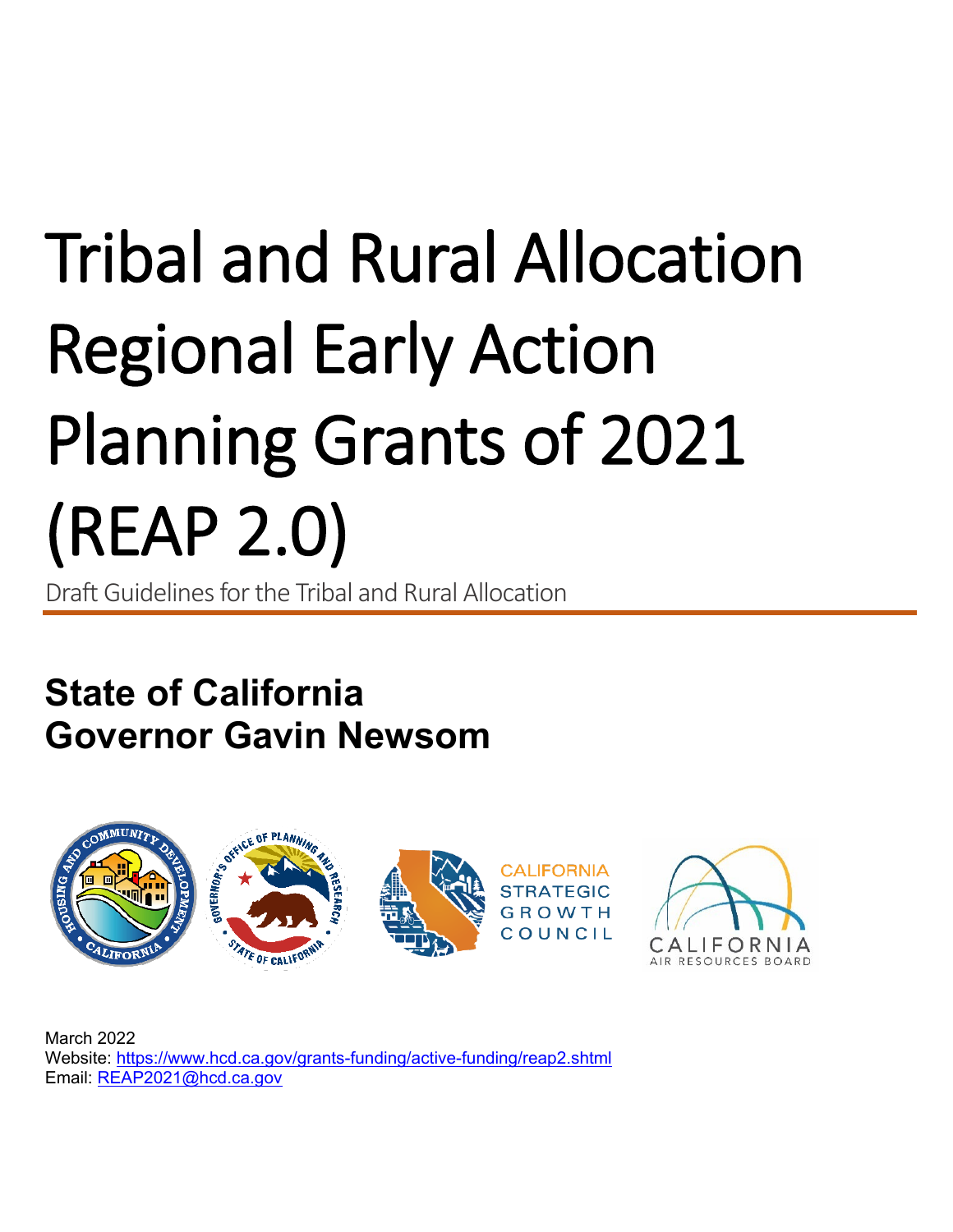# Tribal and Rural Allocation Regional Early Action Planning Grants of 2021 (REAP 2.0)

Draft Guidelines for the Tribal and Rural Allocation

## State of California
## Governor Gavin Newsom

March 2022
Website: https://www.hcd.ca.gov/grants-funding/active-funding/reap2.shtml
Email: REAP2021@hcd.ca.gov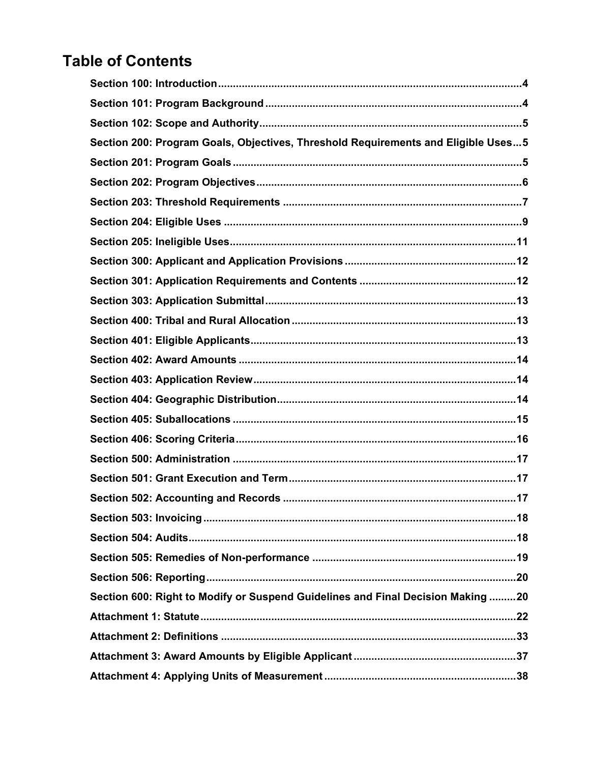# Table of Contents

**Section 100: Introduction** ... 4

**Section 101: Program Background** ... 4

**Section 102: Scope and Authority** ... 5

**Section 200: Program Goals, Objectives, Threshold Requirements and Eligible Uses** ... 5

**Section 201: Program Goals** ... 5

**Section 202: Program Objectives** ... 6

**Section 203: Threshold Requirements** ... 7

**Section 204: Eligible Uses** ... 9

**Section 205: Ineligible Uses** ... 11

**Section 300: Applicant and Application Provisions** ... 12

**Section 301: Application Requirements and Contents** ... 12

**Section 303: Application Submittal** ... 13

**Section 400: Tribal and Rural Allocation** ... 13

**Section 401: Eligible Applicants** ... 13

**Section 402: Award Amounts** ... 14

**Section 403: Application Review** ... 14

**Section 404: Geographic Distribution** ... 14

**Section 405: Suballocations** ... 15

**Section 406: Scoring Criteria** ... 16

**Section 500: Administration** ... 17

**Section 501: Grant Execution and Term** ... 17

**Section 502: Accounting and Records** ... 17

**Section 503: Invoicing** ... 18

**Section 504: Audits** ... 18

**Section 505: Remedies of Non-performance** ... 19

**Section 506: Reporting** ... 20

**Section 600: Right to Modify or Suspend Guidelines and Final Decision Making** ... 20

**Attachment 1: Statute** ... 22

**Attachment 2: Definitions** ... 33

**Attachment 3: Award Amounts by Eligible Applicant** ... 37

**Attachment 4: Applying Units of Measurement** ... 38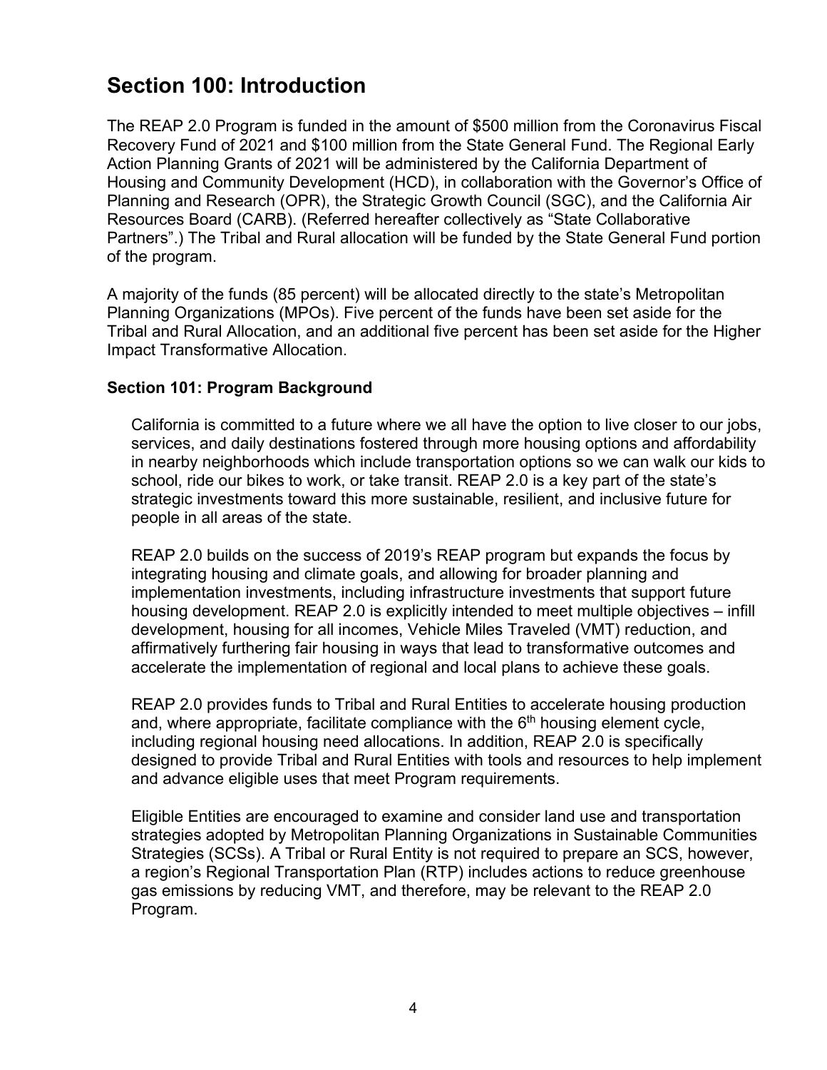# Section 100: Introduction

The REAP 2.0 Program is funded in the amount of $500 million from the Coronavirus Fiscal Recovery Fund of 2021 and $100 million from the State General Fund. The Regional Early Action Planning Grants of 2021 will be administered by the California Department of Housing and Community Development (HCD), in collaboration with the Governor's Office of Planning and Research (OPR), the Strategic Growth Council (SGC), and the California Air Resources Board (CARB). (Referred hereafter collectively as "State Collaborative Partners".) The Tribal and Rural allocation will be funded by the State General Fund portion of the program.

A majority of the funds (85 percent) will be allocated directly to the state's Metropolitan Planning Organizations (MPOs). Five percent of the funds have been set aside for the Tribal and Rural Allocation, and an additional five percent has been set aside for the Higher Impact Transformative Allocation.

### Section 101: Program Background

California is committed to a future where we all have the option to live closer to our jobs, services, and daily destinations fostered through more housing options and affordability in nearby neighborhoods which include transportation options so we can walk our kids to school, ride our bikes to work, or take transit. REAP 2.0 is a key part of the state's strategic investments toward this more sustainable, resilient, and inclusive future for people in all areas of the state.

REAP 2.0 builds on the success of 2019's REAP program but expands the focus by integrating housing and climate goals, and allowing for broader planning and implementation investments, including infrastructure investments that support future housing development. REAP 2.0 is explicitly intended to meet multiple objectives – infill development, housing for all incomes, Vehicle Miles Traveled (VMT) reduction, and affirmatively furthering fair housing in ways that lead to transformative outcomes and accelerate the implementation of regional and local plans to achieve these goals.

REAP 2.0 provides funds to Tribal and Rural Entities to accelerate housing production and, where appropriate, facilitate compliance with the 6th housing element cycle, including regional housing need allocations. In addition, REAP 2.0 is specifically designed to provide Tribal and Rural Entities with tools and resources to help implement and advance eligible uses that meet Program requirements.

Eligible Entities are encouraged to examine and consider land use and transportation strategies adopted by Metropolitan Planning Organizations in Sustainable Communities Strategies (SCSs). A Tribal or Rural Entity is not required to prepare an SCS, however, a region's Regional Transportation Plan (RTP) includes actions to reduce greenhouse gas emissions by reducing VMT, and therefore, may be relevant to the REAP 2.0 Program.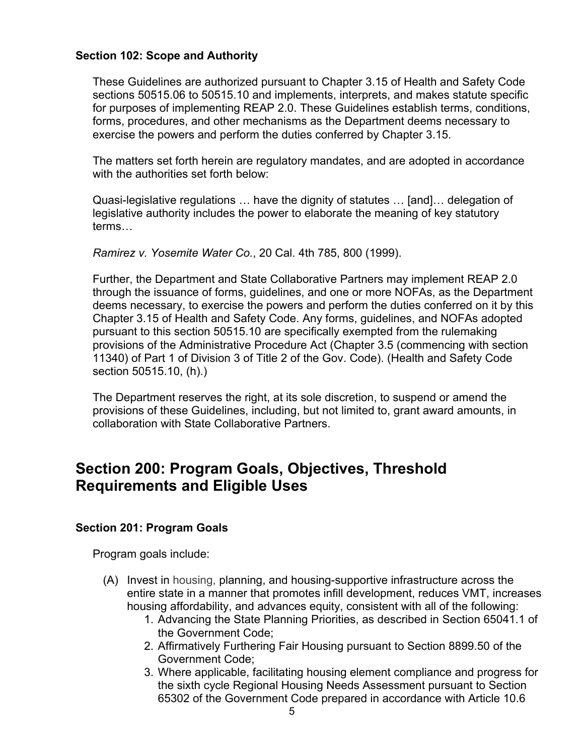### Section 102: Scope and Authority

These Guidelines are authorized pursuant to Chapter 3.15 of Health and Safety Code sections 50515.06 to 50515.10 and implements, interprets, and makes statute specific for purposes of implementing REAP 2.0. These Guidelines establish terms, conditions, forms, procedures, and other mechanisms as the Department deems necessary to exercise the powers and perform the duties conferred by Chapter 3.15.

The matters set forth herein are regulatory mandates, and are adopted in accordance with the authorities set forth below:

Quasi-legislative regulations … have the dignity of statutes … [and]… delegation of legislative authority includes the power to elaborate the meaning of key statutory terms…

*Ramirez v. Yosemite Water Co.*, 20 Cal. 4th 785, 800 (1999).

Further, the Department and State Collaborative Partners may implement REAP 2.0 through the issuance of forms, guidelines, and one or more NOFAs, as the Department deems necessary, to exercise the powers and perform the duties conferred on it by this Chapter 3.15 of Health and Safety Code. Any forms, guidelines, and NOFAs adopted pursuant to this section 50515.10 are specifically exempted from the rulemaking provisions of the Administrative Procedure Act (Chapter 3.5 (commencing with section 11340) of Part 1 of Division 3 of Title 2 of the Gov. Code). (Health and Safety Code section 50515.10, (h).)

The Department reserves the right, at its sole discretion, to suspend or amend the provisions of these Guidelines, including, but not limited to, grant award amounts, in collaboration with State Collaborative Partners.

## Section 200: Program Goals, Objectives, Threshold Requirements and Eligible Uses

### Section 201: Program Goals

Program goals include:

(A) Invest in housing, planning, and housing-supportive infrastructure across the entire state in a manner that promotes infill development, reduces VMT, increases housing affordability, and advances equity, consistent with all of the following:

1. Advancing the State Planning Priorities, as described in Section 65041.1 of the Government Code;
2. Affirmatively Furthering Fair Housing pursuant to Section 8899.50 of the Government Code;
3. Where applicable, facilitating housing element compliance and progress for the sixth cycle Regional Housing Needs Assessment pursuant to Section 65302 of the Government Code prepared in accordance with Article 10.6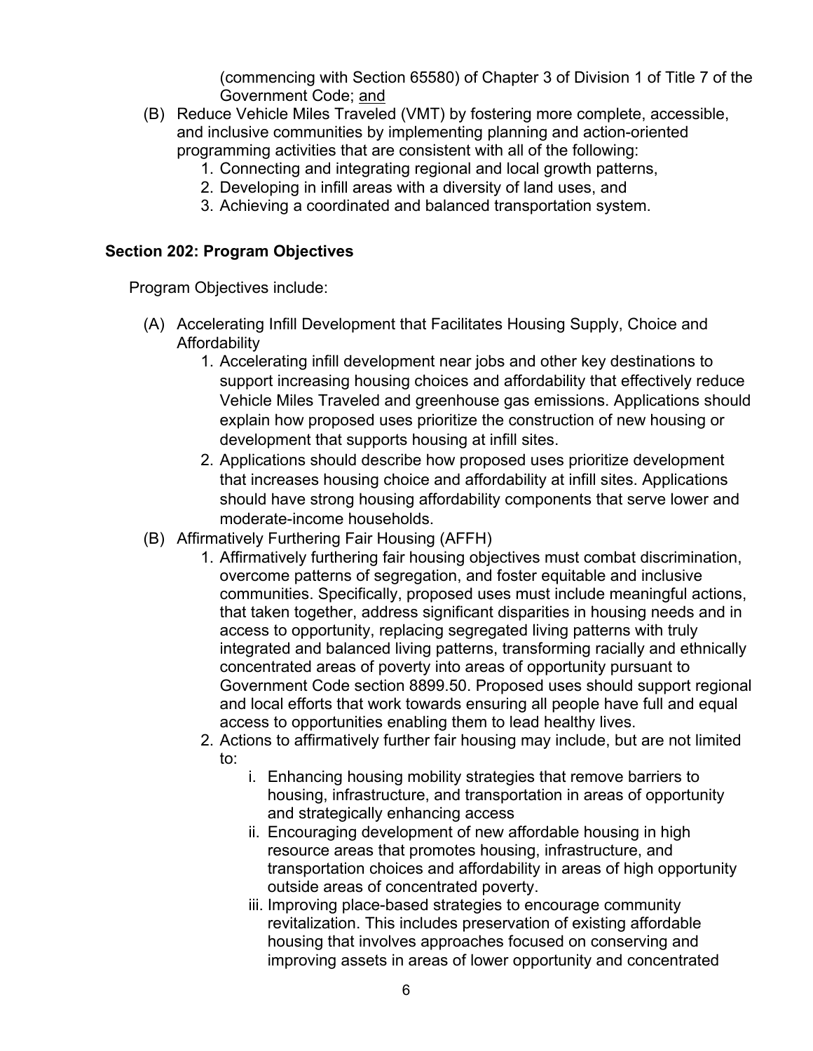(commencing with Section 65580) of Chapter 3 of Division 1 of Title 7 of the Government Code; <u>and</u>

(B) Reduce Vehicle Miles Traveled (VMT) by fostering more complete, accessible, and inclusive communities by implementing planning and action-oriented programming activities that are consistent with all of the following:
   1. Connecting and integrating regional and local growth patterns,
   2. Developing in infill areas with a diversity of land uses, and
   3. Achieving a coordinated and balanced transportation system.

**Section 202: Program Objectives**

Program Objectives include:

(A) Accelerating Infill Development that Facilitates Housing Supply, Choice and Affordability
   1. Accelerating infill development near jobs and other key destinations to support increasing housing choices and affordability that effectively reduce Vehicle Miles Traveled and greenhouse gas emissions. Applications should explain how proposed uses prioritize the construction of new housing or development that supports housing at infill sites.
   2. Applications should describe how proposed uses prioritize development that increases housing choice and affordability at infill sites. Applications should have strong housing affordability components that serve lower and moderate-income households.

(B) Affirmatively Furthering Fair Housing (AFFH)
   1. Affirmatively furthering fair housing objectives must combat discrimination, overcome patterns of segregation, and foster equitable and inclusive communities. Specifically, proposed uses must include meaningful actions, that taken together, address significant disparities in housing needs and in access to opportunity, replacing segregated living patterns with truly integrated and balanced living patterns, transforming racially and ethnically concentrated areas of poverty into areas of opportunity pursuant to Government Code section 8899.50. Proposed uses should support regional and local efforts that work towards ensuring all people have full and equal access to opportunities enabling them to lead healthy lives.
   2. Actions to affirmatively further fair housing may include, but are not limited to:
      i. Enhancing housing mobility strategies that remove barriers to housing, infrastructure, and transportation in areas of opportunity and strategically enhancing access
      ii. Encouraging development of new affordable housing in high resource areas that promotes housing, infrastructure, and transportation choices and affordability in areas of high opportunity outside areas of concentrated poverty.
      iii. Improving place-based strategies to encourage community revitalization. This includes preservation of existing affordable housing that involves approaches focused on conserving and improving assets in areas of lower opportunity and concentrated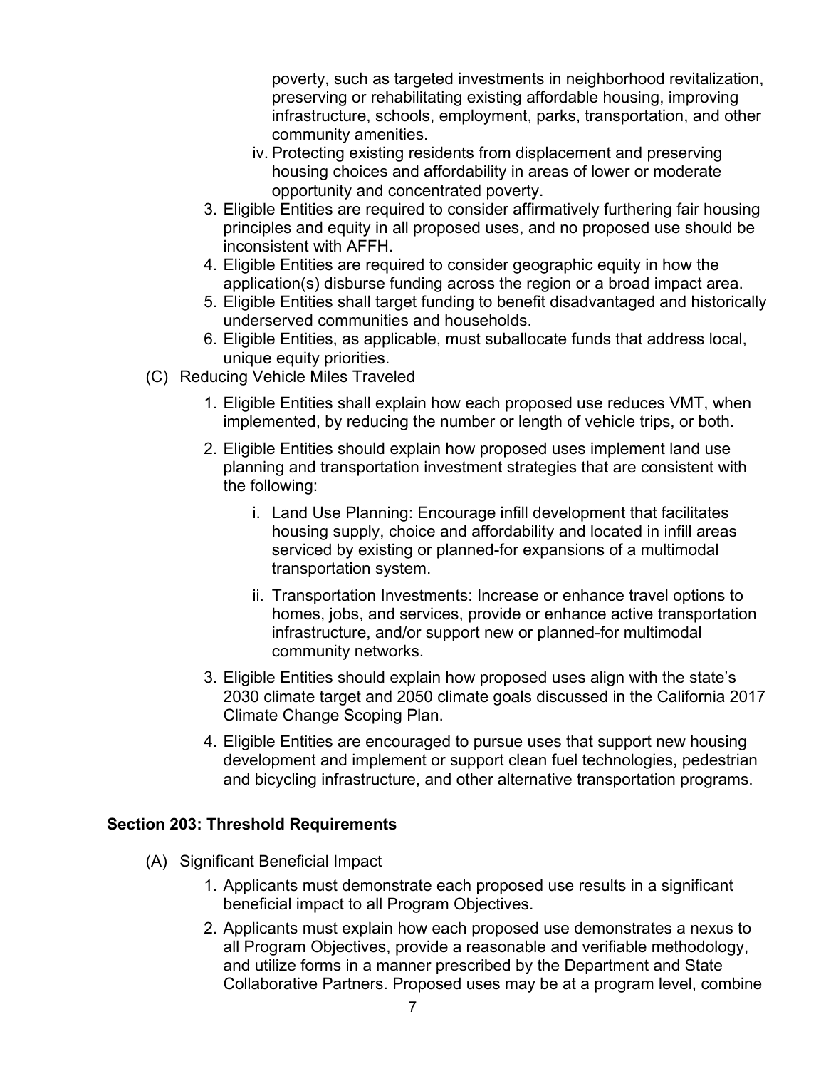poverty, such as targeted investments in neighborhood revitalization, preserving or rehabilitating existing affordable housing, improving infrastructure, schools, employment, parks, transportation, and other community amenities.

   iv. Protecting existing residents from displacement and preserving housing choices and affordability in areas of lower or moderate opportunity and concentrated poverty.

3. Eligible Entities are required to consider affirmatively furthering fair housing principles and equity in all proposed uses, and no proposed use should be inconsistent with AFFH.
4. Eligible Entities are required to consider geographic equity in how the application(s) disburse funding across the region or a broad impact area.
5. Eligible Entities shall target funding to benefit disadvantaged and historically underserved communities and households.
6. Eligible Entities, as applicable, must suballocate funds that address local, unique equity priorities.

(C) Reducing Vehicle Miles Traveled

1. Eligible Entities shall explain how each proposed use reduces VMT, when implemented, by reducing the number or length of vehicle trips, or both.
2. Eligible Entities should explain how proposed uses implement land use planning and transportation investment strategies that are consistent with the following:
   i. Land Use Planning: Encourage infill development that facilitates housing supply, choice and affordability and located in infill areas serviced by existing or planned-for expansions of a multimodal transportation system.
   ii. Transportation Investments: Increase or enhance travel options to homes, jobs, and services, provide or enhance active transportation infrastructure, and/or support new or planned-for multimodal community networks.
3. Eligible Entities should explain how proposed uses align with the state's 2030 climate target and 2050 climate goals discussed in the California 2017 Climate Change Scoping Plan.
4. Eligible Entities are encouraged to pursue uses that support new housing development and implement or support clean fuel technologies, pedestrian and bicycling infrastructure, and other alternative transportation programs.

### Section 203: Threshold Requirements

(A) Significant Beneficial Impact

1. Applicants must demonstrate each proposed use results in a significant beneficial impact to all Program Objectives.
2. Applicants must explain how each proposed use demonstrates a nexus to all Program Objectives, provide a reasonable and verifiable methodology, and utilize forms in a manner prescribed by the Department and State Collaborative Partners. Proposed uses may be at a program level, combine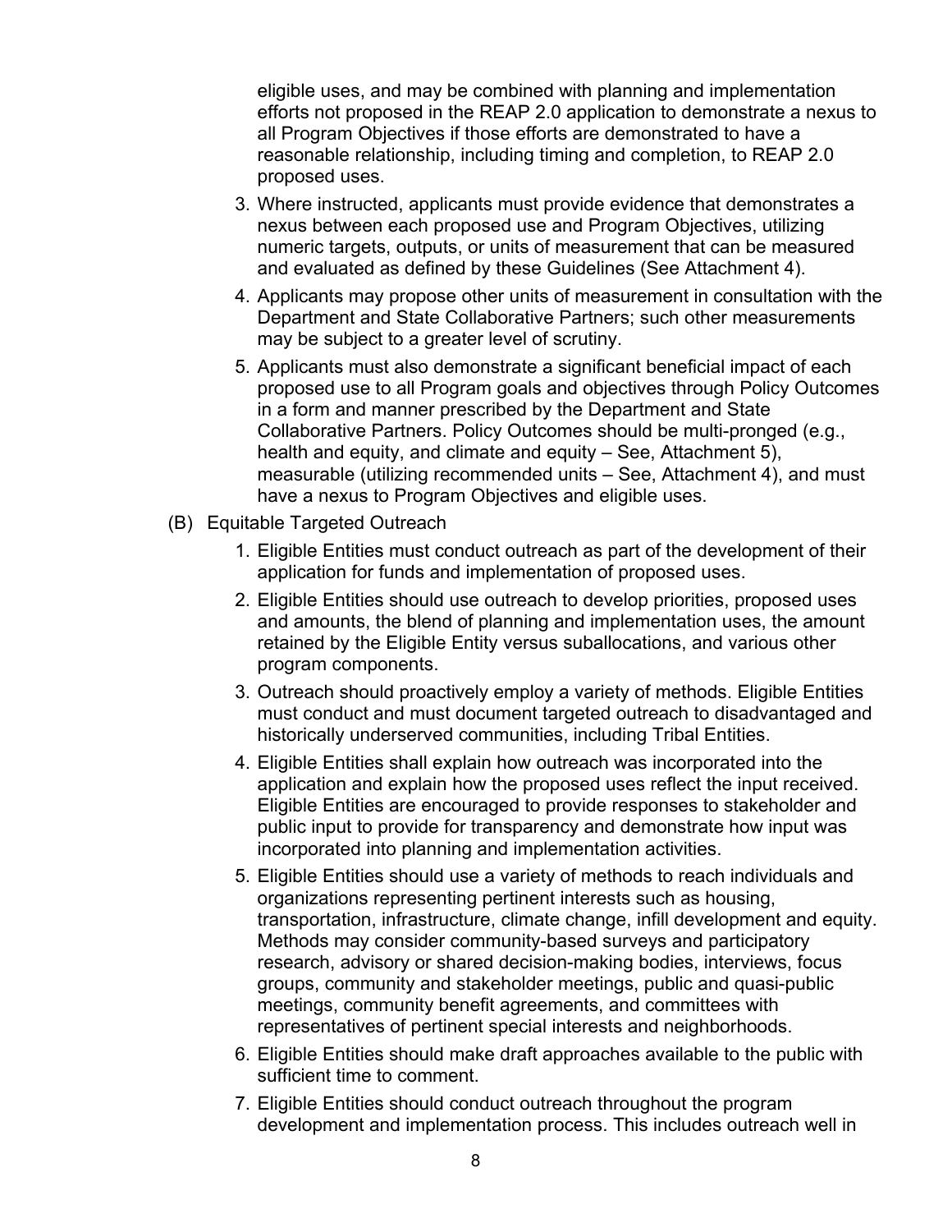eligible uses, and may be combined with planning and implementation efforts not proposed in the REAP 2.0 application to demonstrate a nexus to all Program Objectives if those efforts are demonstrated to have a reasonable relationship, including timing and completion, to REAP 2.0 proposed uses.

3. Where instructed, applicants must provide evidence that demonstrates a nexus between each proposed use and Program Objectives, utilizing numeric targets, outputs, or units of measurement that can be measured and evaluated as defined by these Guidelines (See Attachment 4).
4. Applicants may propose other units of measurement in consultation with the Department and State Collaborative Partners; such other measurements may be subject to a greater level of scrutiny.
5. Applicants must also demonstrate a significant beneficial impact of each proposed use to all Program goals and objectives through Policy Outcomes in a form and manner prescribed by the Department and State Collaborative Partners. Policy Outcomes should be multi-pronged (e.g., health and equity, and climate and equity – See, Attachment 5), measurable (utilizing recommended units – See, Attachment 4), and must have a nexus to Program Objectives and eligible uses.

(B) Equitable Targeted Outreach

1. Eligible Entities must conduct outreach as part of the development of their application for funds and implementation of proposed uses.
2. Eligible Entities should use outreach to develop priorities, proposed uses and amounts, the blend of planning and implementation uses, the amount retained by the Eligible Entity versus suballocations, and various other program components.
3. Outreach should proactively employ a variety of methods. Eligible Entities must conduct and must document targeted outreach to disadvantaged and historically underserved communities, including Tribal Entities.
4. Eligible Entities shall explain how outreach was incorporated into the application and explain how the proposed uses reflect the input received. Eligible Entities are encouraged to provide responses to stakeholder and public input to provide for transparency and demonstrate how input was incorporated into planning and implementation activities.
5. Eligible Entities should use a variety of methods to reach individuals and organizations representing pertinent interests such as housing, transportation, infrastructure, climate change, infill development and equity. Methods may consider community-based surveys and participatory research, advisory or shared decision-making bodies, interviews, focus groups, community and stakeholder meetings, public and quasi-public meetings, community benefit agreements, and committees with representatives of pertinent special interests and neighborhoods.
6. Eligible Entities should make draft approaches available to the public with sufficient time to comment.
7. Eligible Entities should conduct outreach throughout the program development and implementation process. This includes outreach well in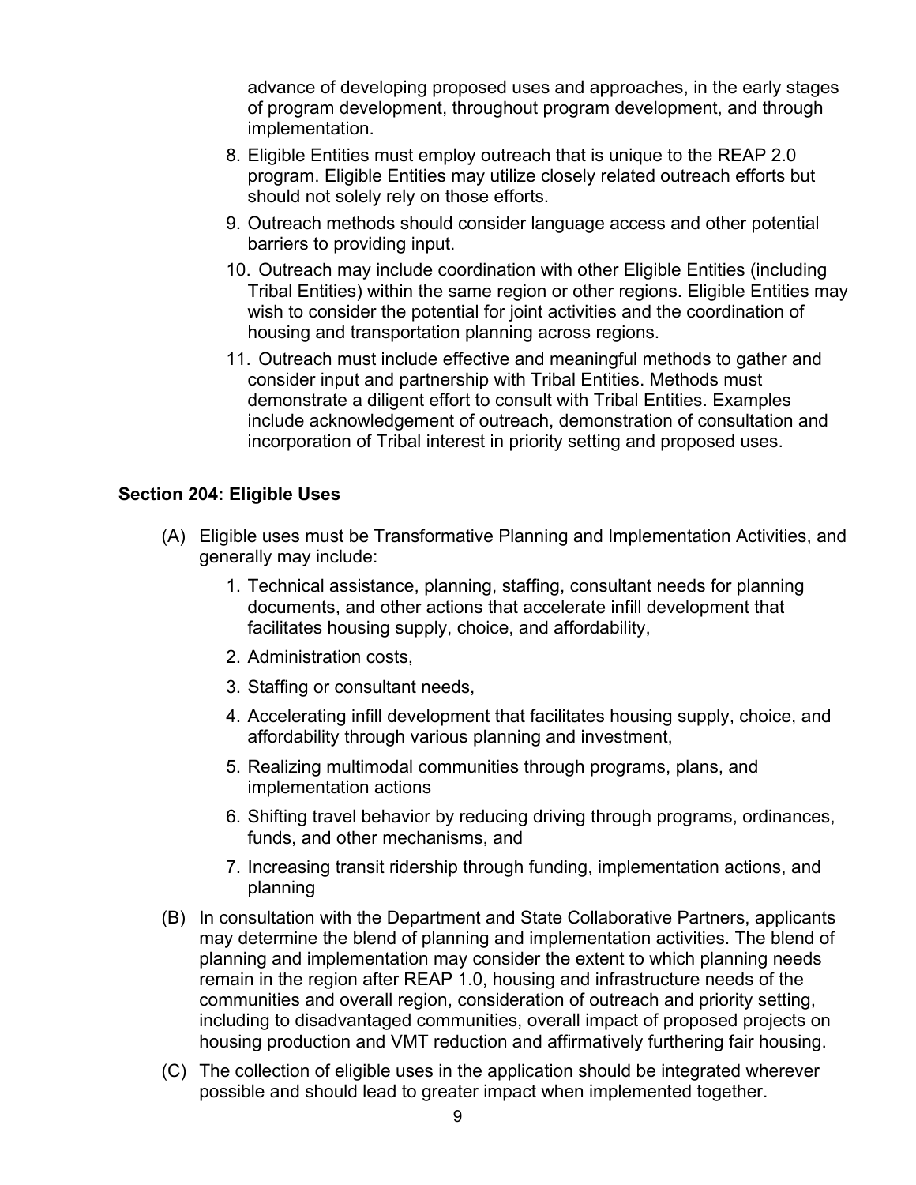advance of developing proposed uses and approaches, in the early stages of program development, throughout program development, and through implementation.

8. Eligible Entities must employ outreach that is unique to the REAP 2.0 program. Eligible Entities may utilize closely related outreach efforts but should not solely rely on those efforts.
9. Outreach methods should consider language access and other potential barriers to providing input.
10. Outreach may include coordination with other Eligible Entities (including Tribal Entities) within the same region or other regions. Eligible Entities may wish to consider the potential for joint activities and the coordination of housing and transportation planning across regions.
11. Outreach must include effective and meaningful methods to gather and consider input and partnership with Tribal Entities. Methods must demonstrate a diligent effort to consult with Tribal Entities. Examples include acknowledgement of outreach, demonstration of consultation and incorporation of Tribal interest in priority setting and proposed uses.

**Section 204: Eligible Uses**

(A) Eligible uses must be Transformative Planning and Implementation Activities, and generally may include:

1. Technical assistance, planning, staffing, consultant needs for planning documents, and other actions that accelerate infill development that facilitates housing supply, choice, and affordability,
2. Administration costs,
3. Staffing or consultant needs,
4. Accelerating infill development that facilitates housing supply, choice, and affordability through various planning and investment,
5. Realizing multimodal communities through programs, plans, and implementation actions
6. Shifting travel behavior by reducing driving through programs, ordinances, funds, and other mechanisms, and
7. Increasing transit ridership through funding, implementation actions, and planning

(B) In consultation with the Department and State Collaborative Partners, applicants may determine the blend of planning and implementation activities. The blend of planning and implementation may consider the extent to which planning needs remain in the region after REAP 1.0, housing and infrastructure needs of the communities and overall region, consideration of outreach and priority setting, including to disadvantaged communities, overall impact of proposed projects on housing production and VMT reduction and affirmatively furthering fair housing.

(C) The collection of eligible uses in the application should be integrated wherever possible and should lead to greater impact when implemented together.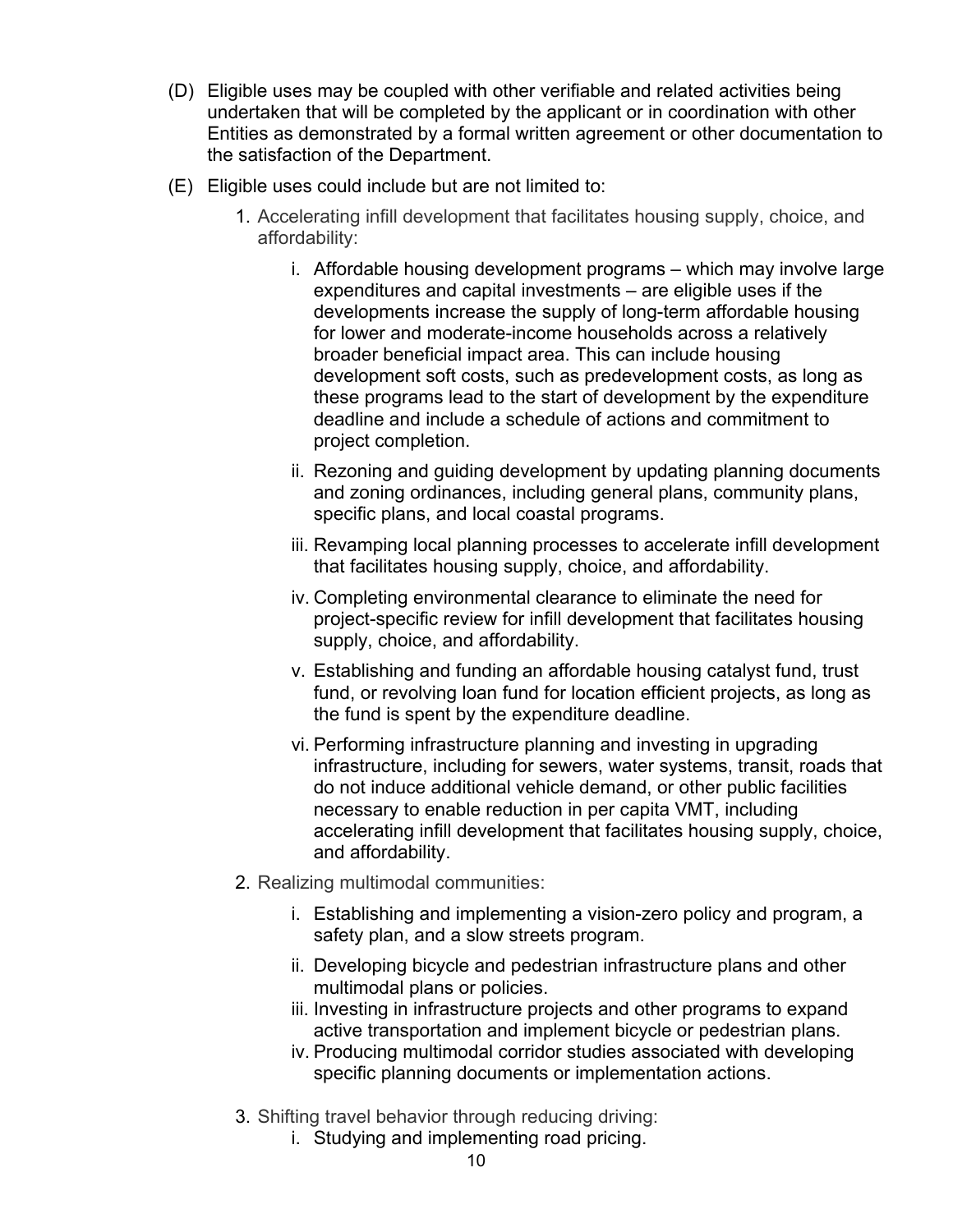(D) Eligible uses may be coupled with other verifiable and related activities being undertaken that will be completed by the applicant or in coordination with other Entities as demonstrated by a formal written agreement or other documentation to the satisfaction of the Department.

(E) Eligible uses could include but are not limited to:

1. Accelerating infill development that facilitates housing supply, choice, and affordability:

   i. Affordable housing development programs – which may involve large expenditures and capital investments – are eligible uses if the developments increase the supply of long-term affordable housing for lower and moderate-income households across a relatively broader beneficial impact area. This can include housing development soft costs, such as predevelopment costs, as long as these programs lead to the start of development by the expenditure deadline and include a schedule of actions and commitment to project completion.

   ii. Rezoning and guiding development by updating planning documents and zoning ordinances, including general plans, community plans, specific plans, and local coastal programs.

   iii. Revamping local planning processes to accelerate infill development that facilitates housing supply, choice, and affordability.

   iv. Completing environmental clearance to eliminate the need for project-specific review for infill development that facilitates housing supply, choice, and affordability.

   v. Establishing and funding an affordable housing catalyst fund, trust fund, or revolving loan fund for location efficient projects, as long as the fund is spent by the expenditure deadline.

   vi. Performing infrastructure planning and investing in upgrading infrastructure, including for sewers, water systems, transit, roads that do not induce additional vehicle demand, or other public facilities necessary to enable reduction in per capita VMT, including accelerating infill development that facilitates housing supply, choice, and affordability.

2. Realizing multimodal communities:

   i. Establishing and implementing a vision-zero policy and program, a safety plan, and a slow streets program.

   ii. Developing bicycle and pedestrian infrastructure plans and other multimodal plans or policies.

   iii. Investing in infrastructure projects and other programs to expand active transportation and implement bicycle or pedestrian plans.

   iv. Producing multimodal corridor studies associated with developing specific planning documents or implementation actions.

3. Shifting travel behavior through reducing driving:

   i. Studying and implementing road pricing.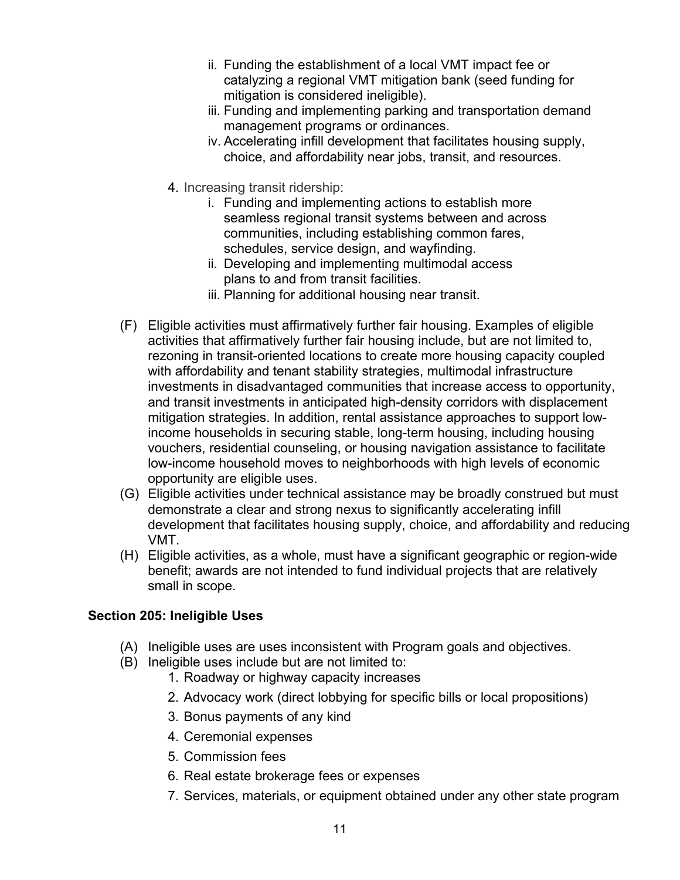ii. Funding the establishment of a local VMT impact fee or catalyzing a regional VMT mitigation bank (seed funding for mitigation is considered ineligible).
iii. Funding and implementing parking and transportation demand management programs or ordinances.
iv. Accelerating infill development that facilitates housing supply, choice, and affordability near jobs, transit, and resources.

4. Increasing transit ridership:
   i. Funding and implementing actions to establish more seamless regional transit systems between and across communities, including establishing common fares, schedules, service design, and wayfinding.
   ii. Developing and implementing multimodal access plans to and from transit facilities.
   iii. Planning for additional housing near transit.

(F) Eligible activities must affirmatively further fair housing. Examples of eligible activities that affirmatively further fair housing include, but are not limited to, rezoning in transit-oriented locations to create more housing capacity coupled with affordability and tenant stability strategies, multimodal infrastructure investments in disadvantaged communities that increase access to opportunity, and transit investments in anticipated high-density corridors with displacement mitigation strategies. In addition, rental assistance approaches to support low-income households in securing stable, long-term housing, including housing vouchers, residential counseling, or housing navigation assistance to facilitate low-income household moves to neighborhoods with high levels of economic opportunity are eligible uses.

(G) Eligible activities under technical assistance may be broadly construed but must demonstrate a clear and strong nexus to significantly accelerating infill development that facilitates housing supply, choice, and affordability and reducing VMT.

(H) Eligible activities, as a whole, must have a significant geographic or region-wide benefit; awards are not intended to fund individual projects that are relatively small in scope.

**Section 205: Ineligible Uses**

(A) Ineligible uses are uses inconsistent with Program goals and objectives.

(B) Ineligible uses include but are not limited to:
1. Roadway or highway capacity increases
2. Advocacy work (direct lobbying for specific bills or local propositions)
3. Bonus payments of any kind
4. Ceremonial expenses
5. Commission fees
6. Real estate brokerage fees or expenses
7. Services, materials, or equipment obtained under any other state program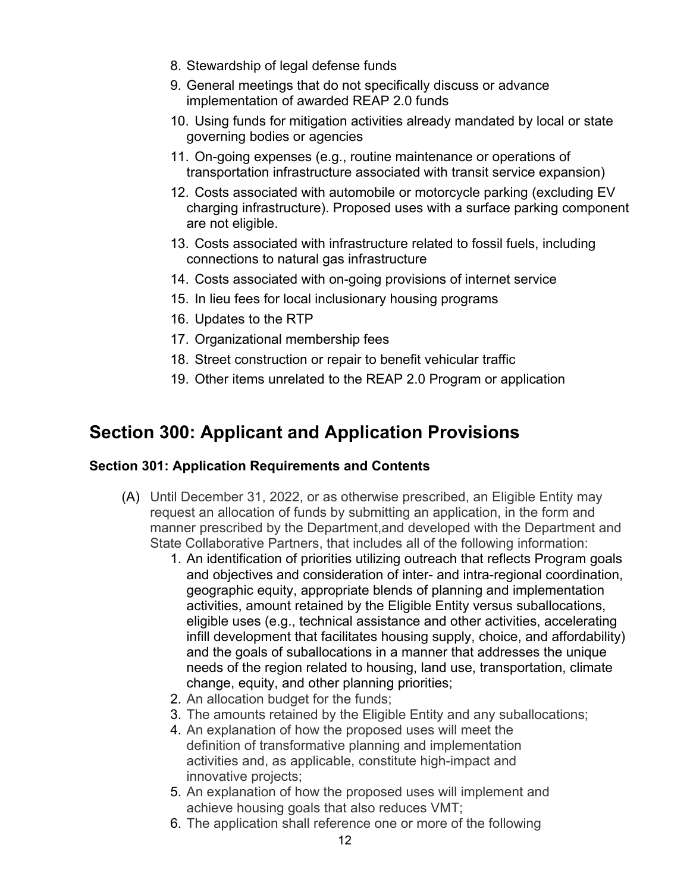8. Stewardship of legal defense funds
9. General meetings that do not specifically discuss or advance implementation of awarded REAP 2.0 funds
10. Using funds for mitigation activities already mandated by local or state governing bodies or agencies
11. On-going expenses (e.g., routine maintenance or operations of transportation infrastructure associated with transit service expansion)
12. Costs associated with automobile or motorcycle parking (excluding EV charging infrastructure). Proposed uses with a surface parking component are not eligible.
13. Costs associated with infrastructure related to fossil fuels, including connections to natural gas infrastructure
14. Costs associated with on-going provisions of internet service
15. In lieu fees for local inclusionary housing programs
16. Updates to the RTP
17. Organizational membership fees
18. Street construction or repair to benefit vehicular traffic
19. Other items unrelated to the REAP 2.0 Program or application

## Section 300: Applicant and Application Provisions

### Section 301: Application Requirements and Contents

(A) Until December 31, 2022, or as otherwise prescribed, an Eligible Entity may request an allocation of funds by submitting an application, in the form and manner prescribed by the Department,and developed with the Department and State Collaborative Partners, that includes all of the following information:

1. An identification of priorities utilizing outreach that reflects Program goals and objectives and consideration of inter- and intra-regional coordination, geographic equity, appropriate blends of planning and implementation activities, amount retained by the Eligible Entity versus suballocations, eligible uses (e.g., technical assistance and other activities, accelerating infill development that facilitates housing supply, choice, and affordability) and the goals of suballocations in a manner that addresses the unique needs of the region related to housing, land use, transportation, climate change, equity, and other planning priorities;
2. An allocation budget for the funds;
3. The amounts retained by the Eligible Entity and any suballocations;
4. An explanation of how the proposed uses will meet the definition of transformative planning and implementation activities and, as applicable, constitute high-impact and innovative projects;
5. An explanation of how the proposed uses will implement and achieve housing goals that also reduces VMT;
6. The application shall reference one or more of the following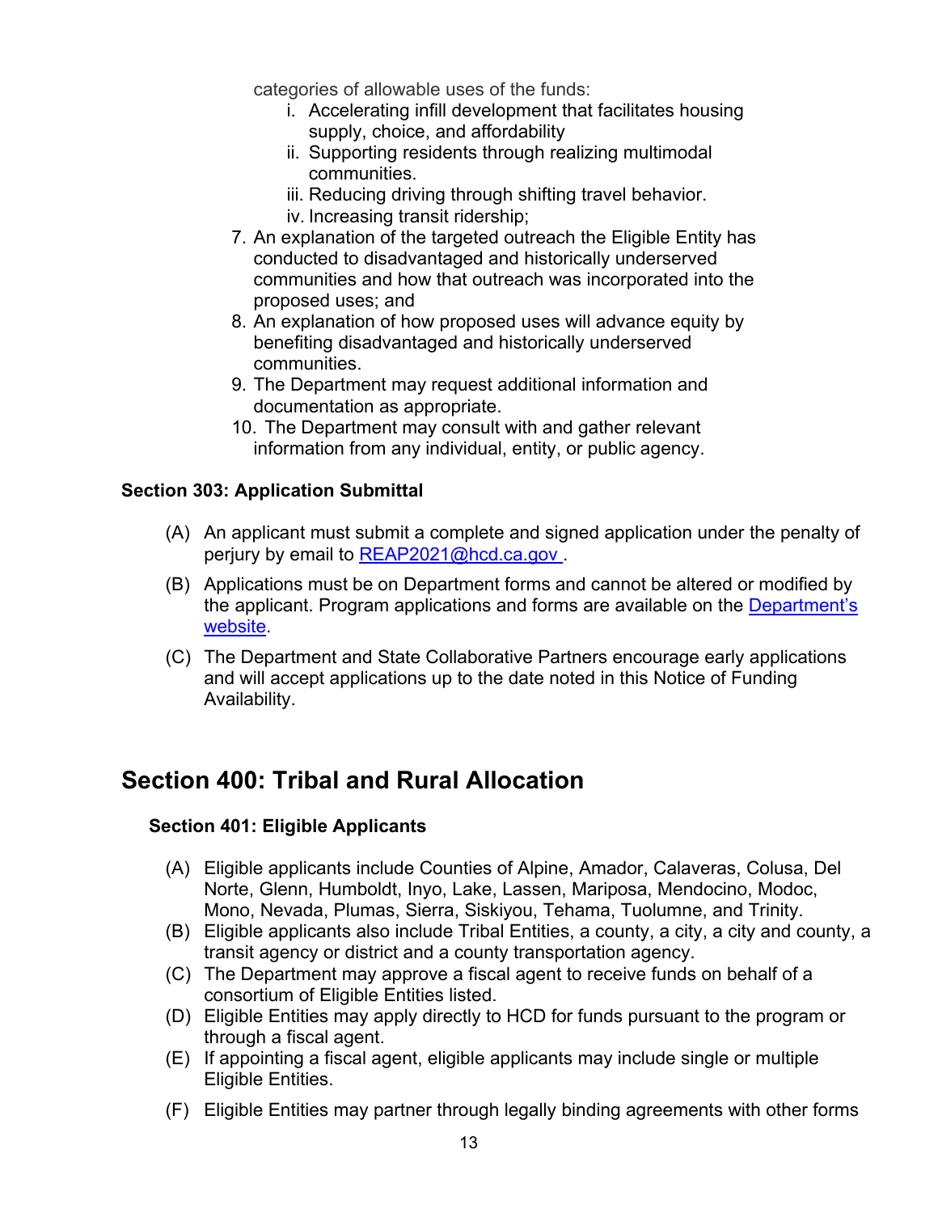categories of allowable uses of the funds:

i. Accelerating infill development that facilitates housing supply, choice, and affordability
ii. Supporting residents through realizing multimodal communities.
iii. Reducing driving through shifting travel behavior.
iv. Increasing transit ridership;

7. An explanation of the targeted outreach the Eligible Entity has conducted to disadvantaged and historically underserved communities and how that outreach was incorporated into the proposed uses; and
8. An explanation of how proposed uses will advance equity by benefiting disadvantaged and historically underserved communities.
9. The Department may request additional information and documentation as appropriate.
10. The Department may consult with and gather relevant information from any individual, entity, or public agency.

### Section 303: Application Submittal

(A) An applicant must submit a complete and signed application under the penalty of perjury by email to REAP2021@hcd.ca.gov .

(B) Applications must be on Department forms and cannot be altered or modified by the applicant. Program applications and forms are available on the Department's website.

(C) The Department and State Collaborative Partners encourage early applications and will accept applications up to the date noted in this Notice of Funding Availability.

## Section 400: Tribal and Rural Allocation

### Section 401: Eligible Applicants

(A) Eligible applicants include Counties of Alpine, Amador, Calaveras, Colusa, Del Norte, Glenn, Humboldt, Inyo, Lake, Lassen, Mariposa, Mendocino, Modoc, Mono, Nevada, Plumas, Sierra, Siskiyou, Tehama, Tuolumne, and Trinity.
(B) Eligible applicants also include Tribal Entities, a county, a city, a city and county, a transit agency or district and a county transportation agency.
(C) The Department may approve a fiscal agent to receive funds on behalf of a consortium of Eligible Entities listed.
(D) Eligible Entities may apply directly to HCD for funds pursuant to the program or through a fiscal agent.
(E) If appointing a fiscal agent, eligible applicants may include single or multiple Eligible Entities.
(F) Eligible Entities may partner through legally binding agreements with other forms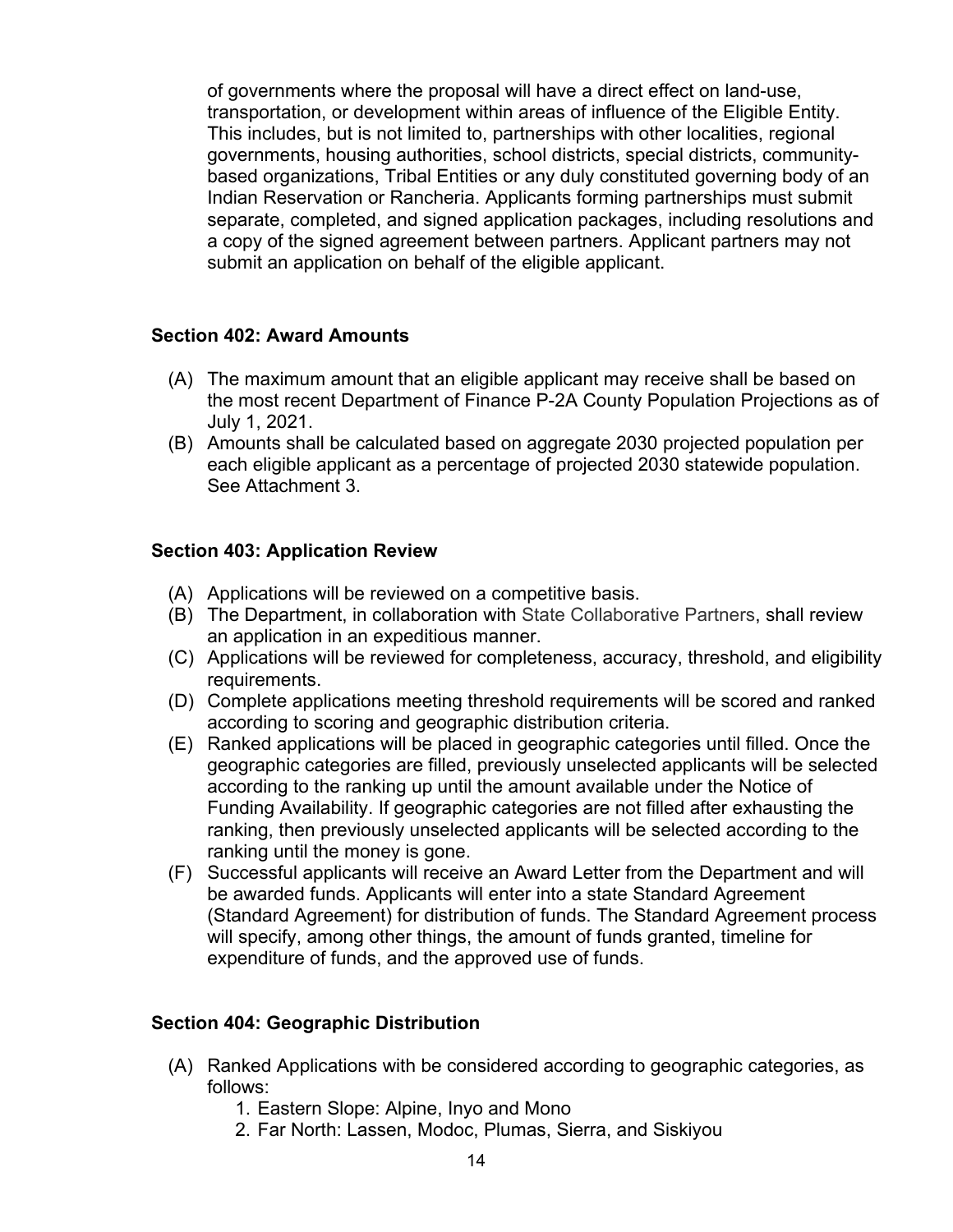of governments where the proposal will have a direct effect on land-use, transportation, or development within areas of influence of the Eligible Entity. This includes, but is not limited to, partnerships with other localities, regional governments, housing authorities, school districts, special districts, community-based organizations, Tribal Entities or any duly constituted governing body of an Indian Reservation or Rancheria. Applicants forming partnerships must submit separate, completed, and signed application packages, including resolutions and a copy of the signed agreement between partners. Applicant partners may not submit an application on behalf of the eligible applicant.

### Section 402: Award Amounts

(A) The maximum amount that an eligible applicant may receive shall be based on the most recent Department of Finance P-2A County Population Projections as of July 1, 2021.

(B) Amounts shall be calculated based on aggregate 2030 projected population per each eligible applicant as a percentage of projected 2030 statewide population. See Attachment 3.

### Section 403: Application Review

(A) Applications will be reviewed on a competitive basis.

(B) The Department, in collaboration with State Collaborative Partners, shall review an application in an expeditious manner.

(C) Applications will be reviewed for completeness, accuracy, threshold, and eligibility requirements.

(D) Complete applications meeting threshold requirements will be scored and ranked according to scoring and geographic distribution criteria.

(E) Ranked applications will be placed in geographic categories until filled. Once the geographic categories are filled, previously unselected applicants will be selected according to the ranking up until the amount available under the Notice of Funding Availability. If geographic categories are not filled after exhausting the ranking, then previously unselected applicants will be selected according to the ranking until the money is gone.

(F) Successful applicants will receive an Award Letter from the Department and will be awarded funds. Applicants will enter into a state Standard Agreement (Standard Agreement) for distribution of funds. The Standard Agreement process will specify, among other things, the amount of funds granted, timeline for expenditure of funds, and the approved use of funds.

### Section 404: Geographic Distribution

(A) Ranked Applications with be considered according to geographic categories, as follows:

1. Eastern Slope: Alpine, Inyo and Mono
2. Far North: Lassen, Modoc, Plumas, Sierra, and Siskiyou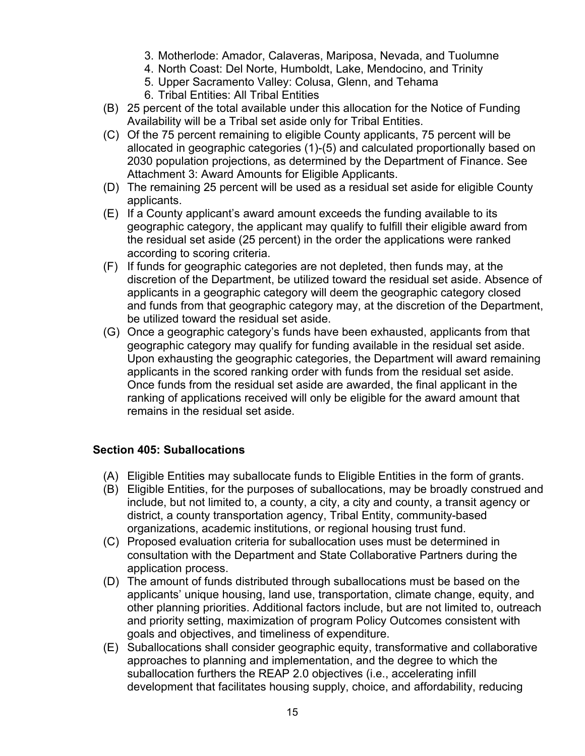3. Motherlode: Amador, Calaveras, Mariposa, Nevada, and Tuolumne
4. North Coast: Del Norte, Humboldt, Lake, Mendocino, and Trinity
5. Upper Sacramento Valley: Colusa, Glenn, and Tehama
6. Tribal Entities: All Tribal Entities

(B) 25 percent of the total available under this allocation for the Notice of Funding Availability will be a Tribal set aside only for Tribal Entities.

(C) Of the 75 percent remaining to eligible County applicants, 75 percent will be allocated in geographic categories (1)-(5) and calculated proportionally based on 2030 population projections, as determined by the Department of Finance. See Attachment 3: Award Amounts for Eligible Applicants.

(D) The remaining 25 percent will be used as a residual set aside for eligible County applicants.

(E) If a County applicant's award amount exceeds the funding available to its geographic category, the applicant may qualify to fulfill their eligible award from the residual set aside (25 percent) in the order the applications were ranked according to scoring criteria.

(F) If funds for geographic categories are not depleted, then funds may, at the discretion of the Department, be utilized toward the residual set aside. Absence of applicants in a geographic category will deem the geographic category closed and funds from that geographic category may, at the discretion of the Department, be utilized toward the residual set aside.

(G) Once a geographic category's funds have been exhausted, applicants from that geographic category may qualify for funding available in the residual set aside. Upon exhausting the geographic categories, the Department will award remaining applicants in the scored ranking order with funds from the residual set aside. Once funds from the residual set aside are awarded, the final applicant in the ranking of applications received will only be eligible for the award amount that remains in the residual set aside.

### Section 405: Suballocations

(A) Eligible Entities may suballocate funds to Eligible Entities in the form of grants.

(B) Eligible Entities, for the purposes of suballocations, may be broadly construed and include, but not limited to, a county, a city, a city and county, a transit agency or district, a county transportation agency, Tribal Entity, community-based organizations, academic institutions, or regional housing trust fund.

(C) Proposed evaluation criteria for suballocation uses must be determined in consultation with the Department and State Collaborative Partners during the application process.

(D) The amount of funds distributed through suballocations must be based on the applicants' unique housing, land use, transportation, climate change, equity, and other planning priorities. Additional factors include, but are not limited to, outreach and priority setting, maximization of program Policy Outcomes consistent with goals and objectives, and timeliness of expenditure.

(E) Suballocations shall consider geographic equity, transformative and collaborative approaches to planning and implementation, and the degree to which the suballocation furthers the REAP 2.0 objectives (i.e., accelerating infill development that facilitates housing supply, choice, and affordability, reducing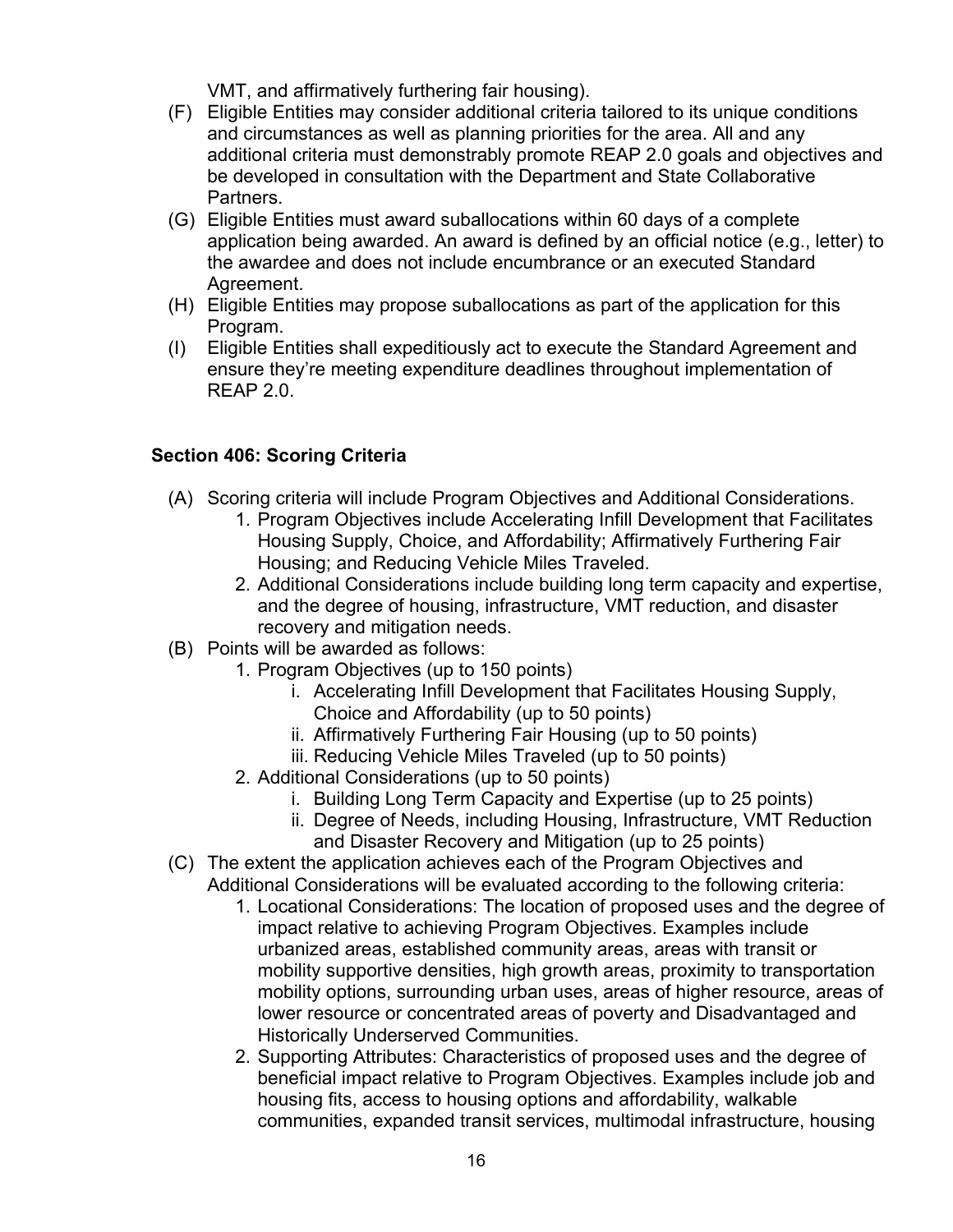VMT, and affirmatively furthering fair housing).

(F) Eligible Entities may consider additional criteria tailored to its unique conditions and circumstances as well as planning priorities for the area. All and any additional criteria must demonstrably promote REAP 2.0 goals and objectives and be developed in consultation with the Department and State Collaborative Partners.

(G) Eligible Entities must award suballocations within 60 days of a complete application being awarded. An award is defined by an official notice (e.g., letter) to the awardee and does not include encumbrance or an executed Standard Agreement.

(H) Eligible Entities may propose suballocations as part of the application for this Program.

(I) Eligible Entities shall expeditiously act to execute the Standard Agreement and ensure they're meeting expenditure deadlines throughout implementation of REAP 2.0.

### Section 406: Scoring Criteria

(A) Scoring criteria will include Program Objectives and Additional Considerations.

1. Program Objectives include Accelerating Infill Development that Facilitates Housing Supply, Choice, and Affordability; Affirmatively Furthering Fair Housing; and Reducing Vehicle Miles Traveled.
2. Additional Considerations include building long term capacity and expertise, and the degree of housing, infrastructure, VMT reduction, and disaster recovery and mitigation needs.

(B) Points will be awarded as follows:

1. Program Objectives (up to 150 points)
   - i. Accelerating Infill Development that Facilitates Housing Supply, Choice and Affordability (up to 50 points)
   - ii. Affirmatively Furthering Fair Housing (up to 50 points)
   - iii. Reducing Vehicle Miles Traveled (up to 50 points)
2. Additional Considerations (up to 50 points)
   - i. Building Long Term Capacity and Expertise (up to 25 points)
   - ii. Degree of Needs, including Housing, Infrastructure, VMT Reduction and Disaster Recovery and Mitigation (up to 25 points)

(C) The extent the application achieves each of the Program Objectives and Additional Considerations will be evaluated according to the following criteria:

1. Locational Considerations: The location of proposed uses and the degree of impact relative to achieving Program Objectives. Examples include urbanized areas, established community areas, areas with transit or mobility supportive densities, high growth areas, proximity to transportation mobility options, surrounding urban uses, areas of higher resource, areas of lower resource or concentrated areas of poverty and Disadvantaged and Historically Underserved Communities.
2. Supporting Attributes: Characteristics of proposed uses and the degree of beneficial impact relative to Program Objectives. Examples include job and housing fits, access to housing options and affordability, walkable communities, expanded transit services, multimodal infrastructure, housing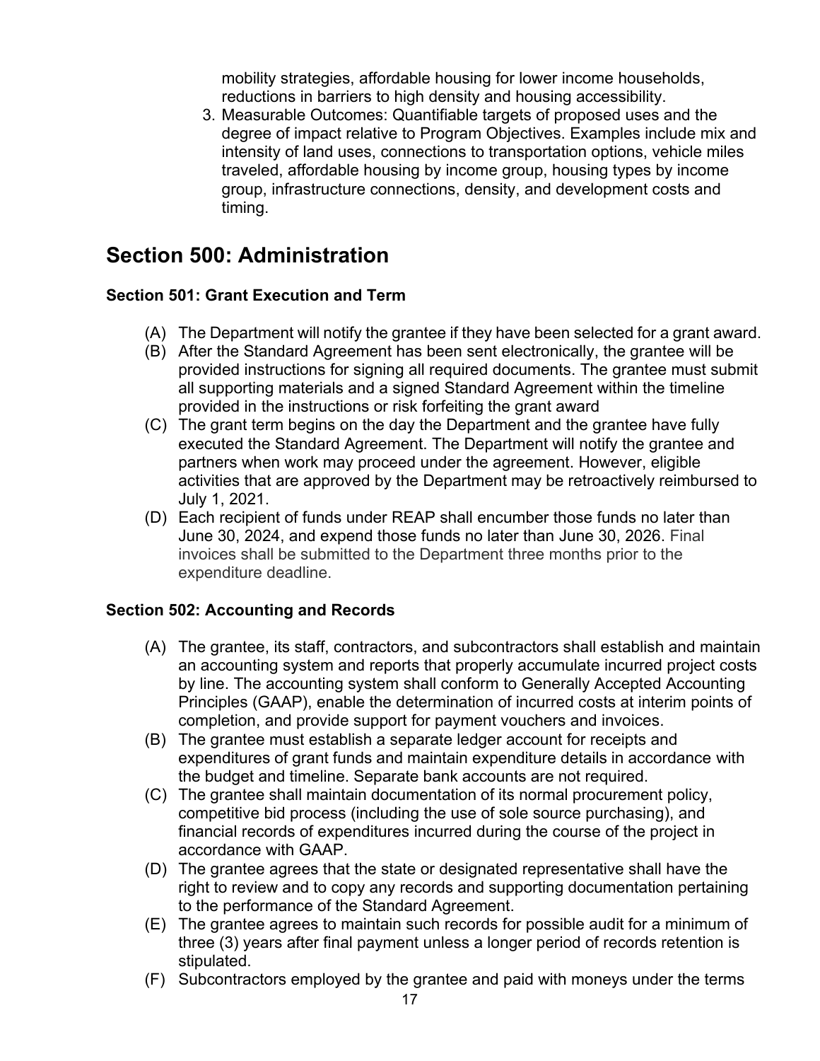mobility strategies, affordable housing for lower income households, reductions in barriers to high density and housing accessibility.

3. Measurable Outcomes: Quantifiable targets of proposed uses and the degree of impact relative to Program Objectives. Examples include mix and intensity of land uses, connections to transportation options, vehicle miles traveled, affordable housing by income group, housing types by income group, infrastructure connections, density, and development costs and timing.

# Section 500: Administration

### Section 501: Grant Execution and Term

(A) The Department will notify the grantee if they have been selected for a grant award.

(B) After the Standard Agreement has been sent electronically, the grantee will be provided instructions for signing all required documents. The grantee must submit all supporting materials and a signed Standard Agreement within the timeline provided in the instructions or risk forfeiting the grant award

(C) The grant term begins on the day the Department and the grantee have fully executed the Standard Agreement. The Department will notify the grantee and partners when work may proceed under the agreement. However, eligible activities that are approved by the Department may be retroactively reimbursed to July 1, 2021.

(D) Each recipient of funds under REAP shall encumber those funds no later than June 30, 2024, and expend those funds no later than June 30, 2026. Final invoices shall be submitted to the Department three months prior to the expenditure deadline.

### Section 502: Accounting and Records

(A) The grantee, its staff, contractors, and subcontractors shall establish and maintain an accounting system and reports that properly accumulate incurred project costs by line. The accounting system shall conform to Generally Accepted Accounting Principles (GAAP), enable the determination of incurred costs at interim points of completion, and provide support for payment vouchers and invoices.

(B) The grantee must establish a separate ledger account for receipts and expenditures of grant funds and maintain expenditure details in accordance with the budget and timeline. Separate bank accounts are not required.

(C) The grantee shall maintain documentation of its normal procurement policy, competitive bid process (including the use of sole source purchasing), and financial records of expenditures incurred during the course of the project in accordance with GAAP.

(D) The grantee agrees that the state or designated representative shall have the right to review and to copy any records and supporting documentation pertaining to the performance of the Standard Agreement.

(E) The grantee agrees to maintain such records for possible audit for a minimum of three (3) years after final payment unless a longer period of records retention is stipulated.

(F) Subcontractors employed by the grantee and paid with moneys under the terms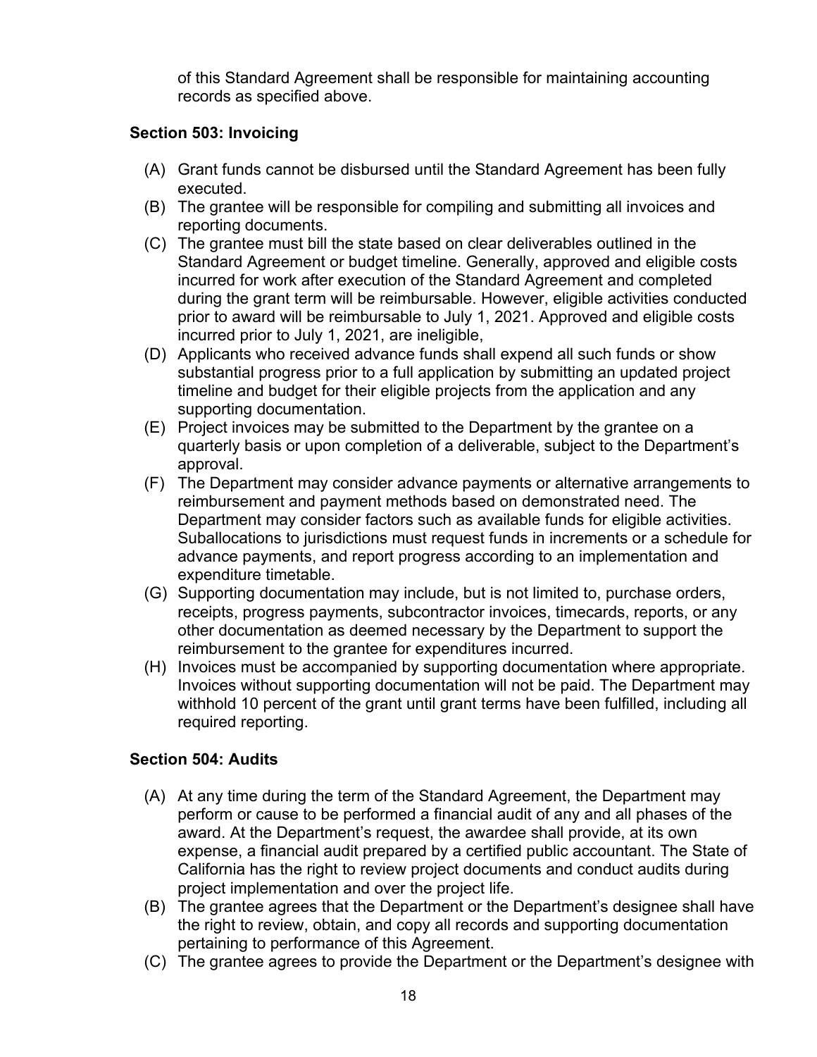of this Standard Agreement shall be responsible for maintaining accounting records as specified above.

### Section 503: Invoicing

(A) Grant funds cannot be disbursed until the Standard Agreement has been fully executed.

(B) The grantee will be responsible for compiling and submitting all invoices and reporting documents.

(C) The grantee must bill the state based on clear deliverables outlined in the Standard Agreement or budget timeline. Generally, approved and eligible costs incurred for work after execution of the Standard Agreement and completed during the grant term will be reimbursable. However, eligible activities conducted prior to award will be reimbursable to July 1, 2021. Approved and eligible costs incurred prior to July 1, 2021, are ineligible,

(D) Applicants who received advance funds shall expend all such funds or show substantial progress prior to a full application by submitting an updated project timeline and budget for their eligible projects from the application and any supporting documentation.

(E) Project invoices may be submitted to the Department by the grantee on a quarterly basis or upon completion of a deliverable, subject to the Department's approval.

(F) The Department may consider advance payments or alternative arrangements to reimbursement and payment methods based on demonstrated need. The Department may consider factors such as available funds for eligible activities. Suballocations to jurisdictions must request funds in increments or a schedule for advance payments, and report progress according to an implementation and expenditure timetable.

(G) Supporting documentation may include, but is not limited to, purchase orders, receipts, progress payments, subcontractor invoices, timecards, reports, or any other documentation as deemed necessary by the Department to support the reimbursement to the grantee for expenditures incurred.

(H) Invoices must be accompanied by supporting documentation where appropriate. Invoices without supporting documentation will not be paid. The Department may withhold 10 percent of the grant until grant terms have been fulfilled, including all required reporting.

### Section 504: Audits

(A) At any time during the term of the Standard Agreement, the Department may perform or cause to be performed a financial audit of any and all phases of the award. At the Department's request, the awardee shall provide, at its own expense, a financial audit prepared by a certified public accountant. The State of California has the right to review project documents and conduct audits during project implementation and over the project life.

(B) The grantee agrees that the Department or the Department's designee shall have the right to review, obtain, and copy all records and supporting documentation pertaining to performance of this Agreement.

(C) The grantee agrees to provide the Department or the Department's designee with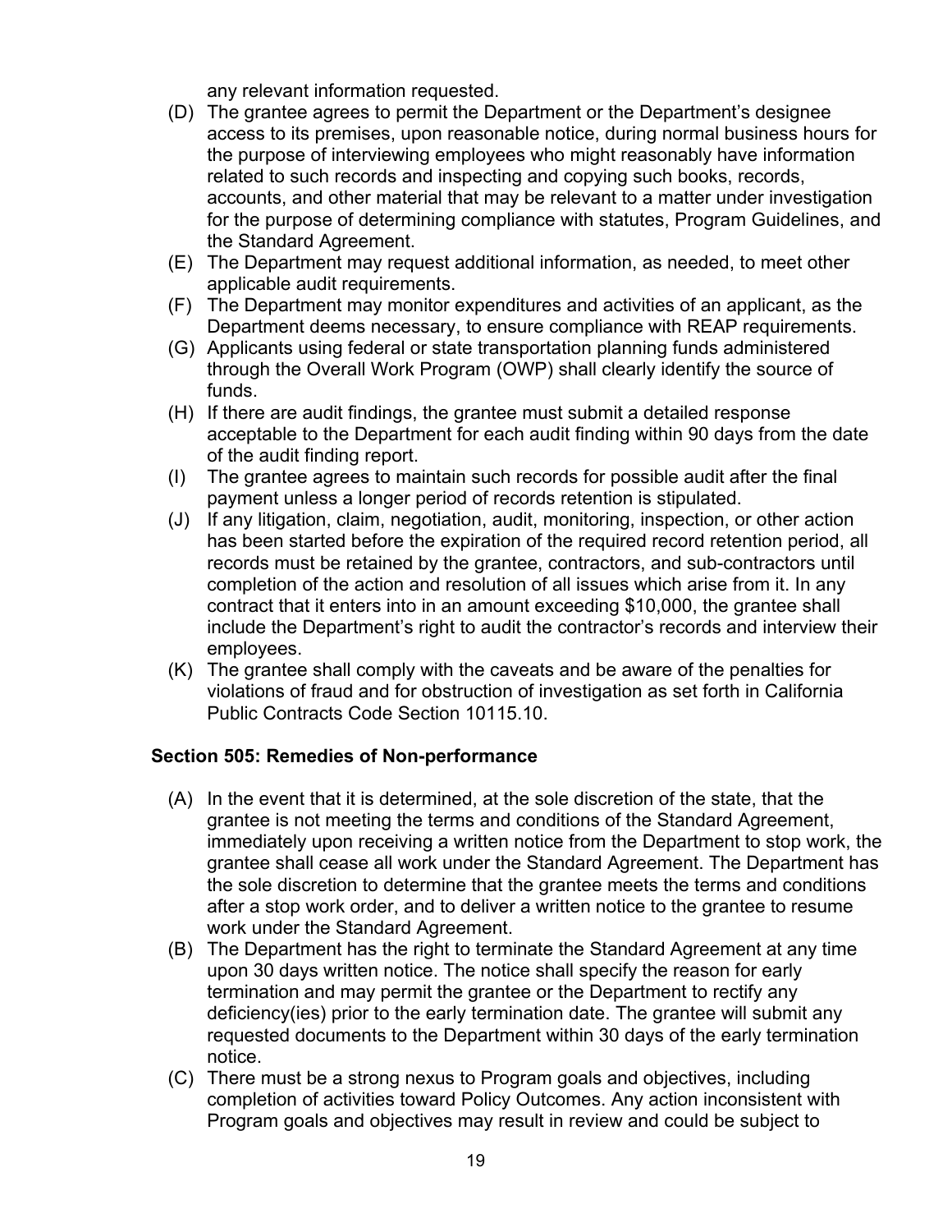any relevant information requested.

(D) The grantee agrees to permit the Department or the Department's designee access to its premises, upon reasonable notice, during normal business hours for the purpose of interviewing employees who might reasonably have information related to such records and inspecting and copying such books, records, accounts, and other material that may be relevant to a matter under investigation for the purpose of determining compliance with statutes, Program Guidelines, and the Standard Agreement.

(E) The Department may request additional information, as needed, to meet other applicable audit requirements.

(F) The Department may monitor expenditures and activities of an applicant, as the Department deems necessary, to ensure compliance with REAP requirements.

(G) Applicants using federal or state transportation planning funds administered through the Overall Work Program (OWP) shall clearly identify the source of funds.

(H) If there are audit findings, the grantee must submit a detailed response acceptable to the Department for each audit finding within 90 days from the date of the audit finding report.

(I) The grantee agrees to maintain such records for possible audit after the final payment unless a longer period of records retention is stipulated.

(J) If any litigation, claim, negotiation, audit, monitoring, inspection, or other action has been started before the expiration of the required record retention period, all records must be retained by the grantee, contractors, and sub-contractors until completion of the action and resolution of all issues which arise from it. In any contract that it enters into in an amount exceeding $10,000, the grantee shall include the Department's right to audit the contractor's records and interview their employees.

(K) The grantee shall comply with the caveats and be aware of the penalties for violations of fraud and for obstruction of investigation as set forth in California Public Contracts Code Section 10115.10.

### Section 505: Remedies of Non-performance

(A) In the event that it is determined, at the sole discretion of the state, that the grantee is not meeting the terms and conditions of the Standard Agreement, immediately upon receiving a written notice from the Department to stop work, the grantee shall cease all work under the Standard Agreement. The Department has the sole discretion to determine that the grantee meets the terms and conditions after a stop work order, and to deliver a written notice to the grantee to resume work under the Standard Agreement.

(B) The Department has the right to terminate the Standard Agreement at any time upon 30 days written notice. The notice shall specify the reason for early termination and may permit the grantee or the Department to rectify any deficiency(ies) prior to the early termination date. The grantee will submit any requested documents to the Department within 30 days of the early termination notice.

(C) There must be a strong nexus to Program goals and objectives, including completion of activities toward Policy Outcomes. Any action inconsistent with Program goals and objectives may result in review and could be subject to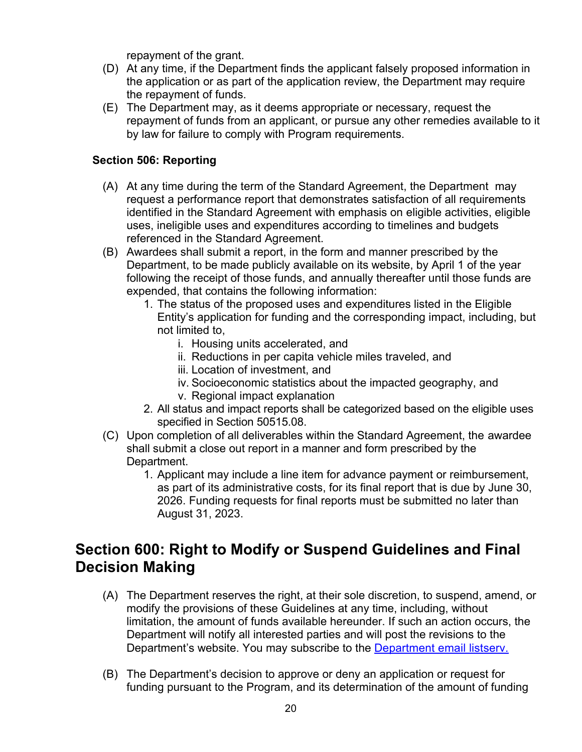repayment of the grant.

(D) At any time, if the Department finds the applicant falsely proposed information in the application or as part of the application review, the Department may require the repayment of funds.

(E) The Department may, as it deems appropriate or necessary, request the repayment of funds from an applicant, or pursue any other remedies available to it by law for failure to comply with Program requirements.

### Section 506: Reporting

(A) At any time during the term of the Standard Agreement, the Department may request a performance report that demonstrates satisfaction of all requirements identified in the Standard Agreement with emphasis on eligible activities, eligible uses, ineligible uses and expenditures according to timelines and budgets referenced in the Standard Agreement.

(B) Awardees shall submit a report, in the form and manner prescribed by the Department, to be made publicly available on its website, by April 1 of the year following the receipt of those funds, and annually thereafter until those funds are expended, that contains the following information:

1. The status of the proposed uses and expenditures listed in the Eligible Entity's application for funding and the corresponding impact, including, but not limited to,
    - i. Housing units accelerated, and
    - ii. Reductions in per capita vehicle miles traveled, and
    - iii. Location of investment, and
    - iv. Socioeconomic statistics about the impacted geography, and
    - v. Regional impact explanation
2. All status and impact reports shall be categorized based on the eligible uses specified in Section 50515.08.

(C) Upon completion of all deliverables within the Standard Agreement, the awardee shall submit a close out report in a manner and form prescribed by the Department.

1. Applicant may include a line item for advance payment or reimbursement, as part of its administrative costs, for its final report that is due by June 30, 2026. Funding requests for final reports must be submitted no later than August 31, 2023.

## Section 600: Right to Modify or Suspend Guidelines and Final Decision Making

(A) The Department reserves the right, at their sole discretion, to suspend, amend, or modify the provisions of these Guidelines at any time, including, without limitation, the amount of funds available hereunder. If such an action occurs, the Department will notify all interested parties and will post the revisions to the Department's website. You may subscribe to the [Department email listserv.]()

(B) The Department's decision to approve or deny an application or request for funding pursuant to the Program, and its determination of the amount of funding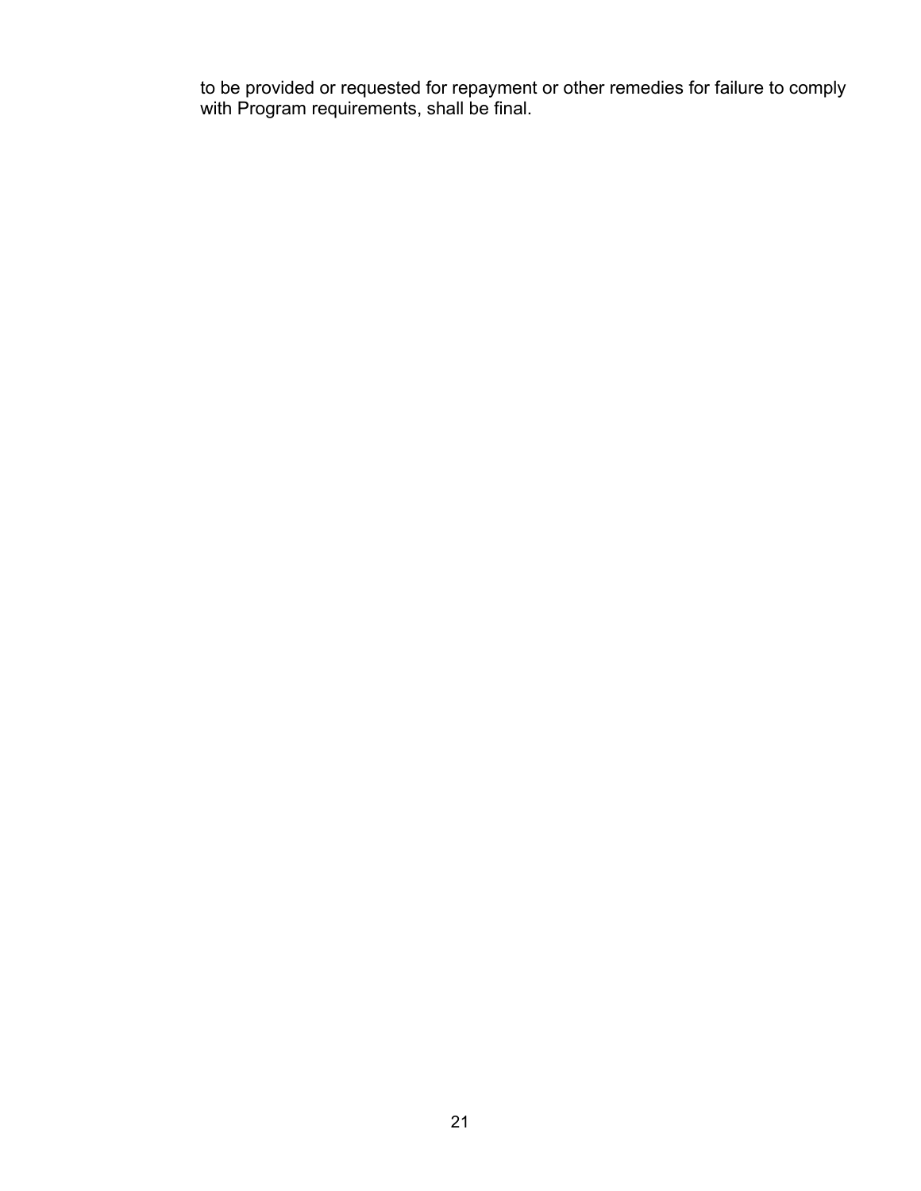to be provided or requested for repayment or other remedies for failure to comply with Program requirements, shall be final.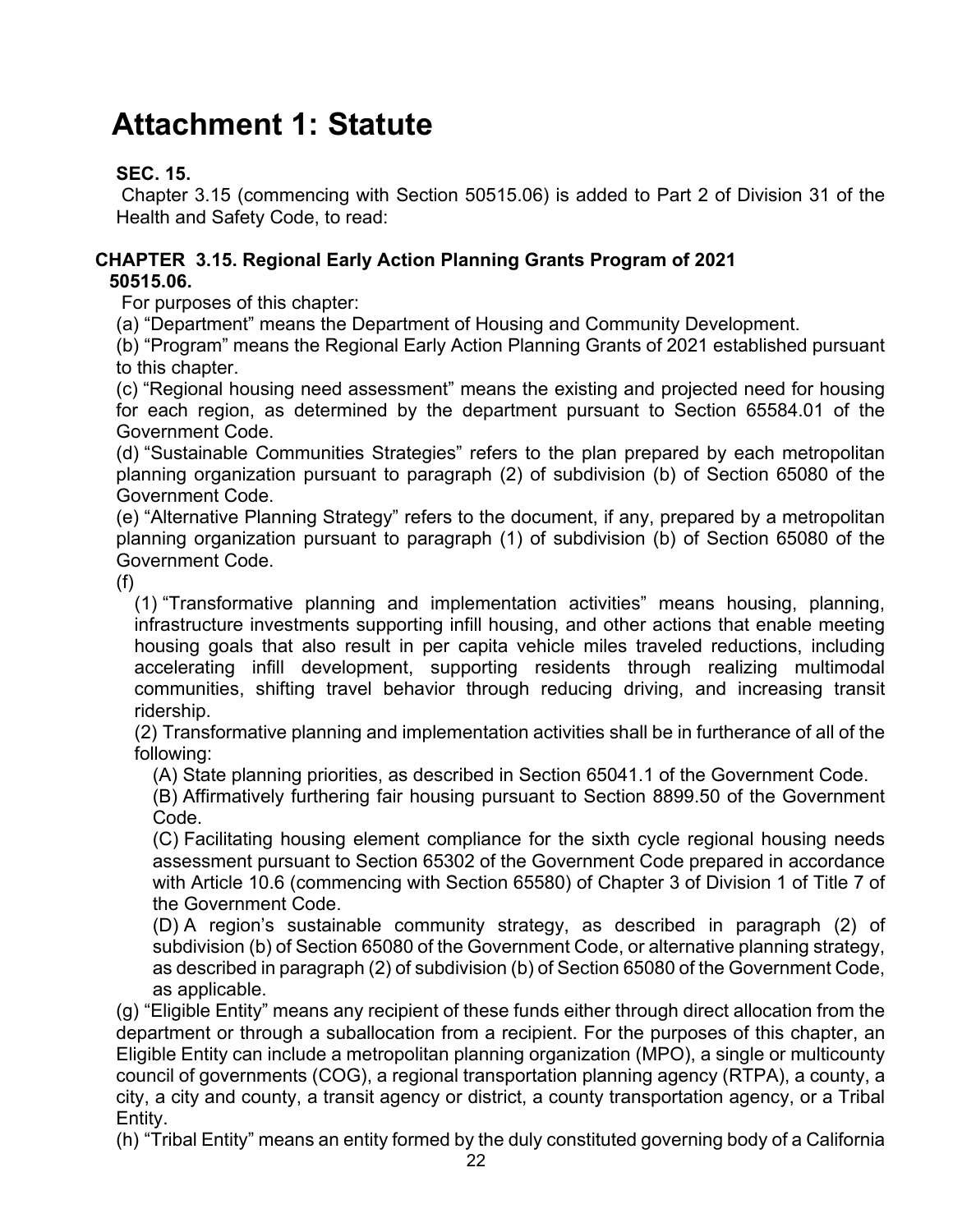# Attachment 1: Statute

**SEC. 15.**

Chapter 3.15 (commencing with Section 50515.06) is added to Part 2 of Division 31 of the Health and Safety Code, to read:

## CHAPTER 3.15. Regional Early Action Planning Grants Program of 2021

**50515.06.**

For purposes of this chapter:

(a) "Department" means the Department of Housing and Community Development.

(b) "Program" means the Regional Early Action Planning Grants of 2021 established pursuant to this chapter.

(c) "Regional housing need assessment" means the existing and projected need for housing for each region, as determined by the department pursuant to Section 65584.01 of the Government Code.

(d) "Sustainable Communities Strategies" refers to the plan prepared by each metropolitan planning organization pursuant to paragraph (2) of subdivision (b) of Section 65080 of the Government Code.

(e) "Alternative Planning Strategy" refers to the document, if any, prepared by a metropolitan planning organization pursuant to paragraph (1) of subdivision (b) of Section 65080 of the Government Code.

(f)

(1) "Transformative planning and implementation activities" means housing, planning, infrastructure investments supporting infill housing, and other actions that enable meeting housing goals that also result in per capita vehicle miles traveled reductions, including accelerating infill development, supporting residents through realizing multimodal communities, shifting travel behavior through reducing driving, and increasing transit ridership.

(2) Transformative planning and implementation activities shall be in furtherance of all of the following:

(A) State planning priorities, as described in Section 65041.1 of the Government Code.

(B) Affirmatively furthering fair housing pursuant to Section 8899.50 of the Government Code.

(C) Facilitating housing element compliance for the sixth cycle regional housing needs assessment pursuant to Section 65302 of the Government Code prepared in accordance with Article 10.6 (commencing with Section 65580) of Chapter 3 of Division 1 of Title 7 of the Government Code.

(D) A region's sustainable community strategy, as described in paragraph (2) of subdivision (b) of Section 65080 of the Government Code, or alternative planning strategy, as described in paragraph (2) of subdivision (b) of Section 65080 of the Government Code, as applicable.

(g) "Eligible Entity" means any recipient of these funds either through direct allocation from the department or through a suballocation from a recipient. For the purposes of this chapter, an Eligible Entity can include a metropolitan planning organization (MPO), a single or multicounty council of governments (COG), a regional transportation planning agency (RTPA), a county, a city, a city and county, a transit agency or district, a county transportation agency, or a Tribal Entity.

(h) "Tribal Entity" means an entity formed by the duly constituted governing body of a California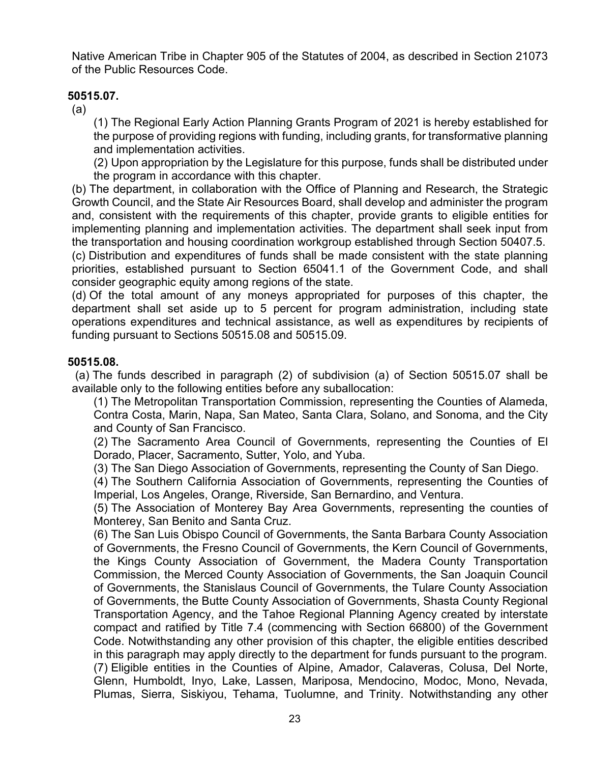Native American Tribe in Chapter 905 of the Statutes of 2004, as described in Section 21073 of the Public Resources Code.

**50515.07.**

(a)

(1) The Regional Early Action Planning Grants Program of 2021 is hereby established for the purpose of providing regions with funding, including grants, for transformative planning and implementation activities.

(2) Upon appropriation by the Legislature for this purpose, funds shall be distributed under the program in accordance with this chapter.

(b) The department, in collaboration with the Office of Planning and Research, the Strategic Growth Council, and the State Air Resources Board, shall develop and administer the program and, consistent with the requirements of this chapter, provide grants to eligible entities for implementing planning and implementation activities. The department shall seek input from the transportation and housing coordination workgroup established through Section 50407.5.

(c) Distribution and expenditures of funds shall be made consistent with the state planning priorities, established pursuant to Section 65041.1 of the Government Code, and shall consider geographic equity among regions of the state.

(d) Of the total amount of any moneys appropriated for purposes of this chapter, the department shall set aside up to 5 percent for program administration, including state operations expenditures and technical assistance, as well as expenditures by recipients of funding pursuant to Sections 50515.08 and 50515.09.

**50515.08.**

(a) The funds described in paragraph (2) of subdivision (a) of Section 50515.07 shall be available only to the following entities before any suballocation:

(1) The Metropolitan Transportation Commission, representing the Counties of Alameda, Contra Costa, Marin, Napa, San Mateo, Santa Clara, Solano, and Sonoma, and the City and County of San Francisco.

(2) The Sacramento Area Council of Governments, representing the Counties of El Dorado, Placer, Sacramento, Sutter, Yolo, and Yuba.

(3) The San Diego Association of Governments, representing the County of San Diego.

(4) The Southern California Association of Governments, representing the Counties of Imperial, Los Angeles, Orange, Riverside, San Bernardino, and Ventura.

(5) The Association of Monterey Bay Area Governments, representing the counties of Monterey, San Benito and Santa Cruz.

(6) The San Luis Obispo Council of Governments, the Santa Barbara County Association of Governments, the Fresno Council of Governments, the Kern Council of Governments, the Kings County Association of Government, the Madera County Transportation Commission, the Merced County Association of Governments, the San Joaquin Council of Governments, the Stanislaus Council of Governments, the Tulare County Association of Governments, the Butte County Association of Governments, Shasta County Regional Transportation Agency, and the Tahoe Regional Planning Agency created by interstate compact and ratified by Title 7.4 (commencing with Section 66800) of the Government Code. Notwithstanding any other provision of this chapter, the eligible entities described in this paragraph may apply directly to the department for funds pursuant to the program.

(7) Eligible entities in the Counties of Alpine, Amador, Calaveras, Colusa, Del Norte, Glenn, Humboldt, Inyo, Lake, Lassen, Mariposa, Mendocino, Modoc, Mono, Nevada, Plumas, Sierra, Siskiyou, Tehama, Tuolumne, and Trinity. Notwithstanding any other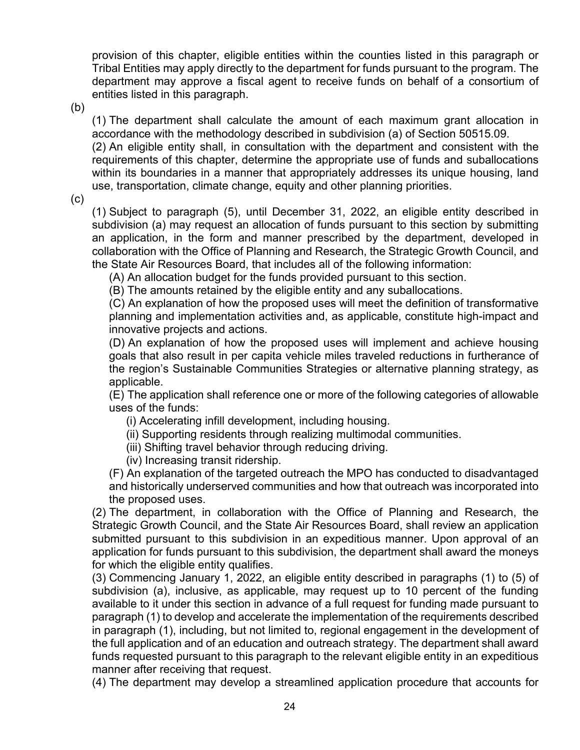provision of this chapter, eligible entities within the counties listed in this paragraph or Tribal Entities may apply directly to the department for funds pursuant to the program. The department may approve a fiscal agent to receive funds on behalf of a consortium of entities listed in this paragraph.

(b)

(1) The department shall calculate the amount of each maximum grant allocation in accordance with the methodology described in subdivision (a) of Section 50515.09.

(2) An eligible entity shall, in consultation with the department and consistent with the requirements of this chapter, determine the appropriate use of funds and suballocations within its boundaries in a manner that appropriately addresses its unique housing, land use, transportation, climate change, equity and other planning priorities.

(c)

(1) Subject to paragraph (5), until December 31, 2022, an eligible entity described in subdivision (a) may request an allocation of funds pursuant to this section by submitting an application, in the form and manner prescribed by the department, developed in collaboration with the Office of Planning and Research, the Strategic Growth Council, and the State Air Resources Board, that includes all of the following information:

(A) An allocation budget for the funds provided pursuant to this section.

(B) The amounts retained by the eligible entity and any suballocations.

(C) An explanation of how the proposed uses will meet the definition of transformative planning and implementation activities and, as applicable, constitute high-impact and innovative projects and actions.

(D) An explanation of how the proposed uses will implement and achieve housing goals that also result in per capita vehicle miles traveled reductions in furtherance of the region's Sustainable Communities Strategies or alternative planning strategy, as applicable.

(E) The application shall reference one or more of the following categories of allowable uses of the funds:

(i) Accelerating infill development, including housing.

(ii) Supporting residents through realizing multimodal communities.

(iii) Shifting travel behavior through reducing driving.

(iv) Increasing transit ridership.

(F) An explanation of the targeted outreach the MPO has conducted to disadvantaged and historically underserved communities and how that outreach was incorporated into the proposed uses.

(2) The department, in collaboration with the Office of Planning and Research, the Strategic Growth Council, and the State Air Resources Board, shall review an application submitted pursuant to this subdivision in an expeditious manner. Upon approval of an application for funds pursuant to this subdivision, the department shall award the moneys for which the eligible entity qualifies.

(3) Commencing January 1, 2022, an eligible entity described in paragraphs (1) to (5) of subdivision (a), inclusive, as applicable, may request up to 10 percent of the funding available to it under this section in advance of a full request for funding made pursuant to paragraph (1) to develop and accelerate the implementation of the requirements described in paragraph (1), including, but not limited to, regional engagement in the development of the full application and of an education and outreach strategy. The department shall award funds requested pursuant to this paragraph to the relevant eligible entity in an expeditious manner after receiving that request.

(4) The department may develop a streamlined application procedure that accounts for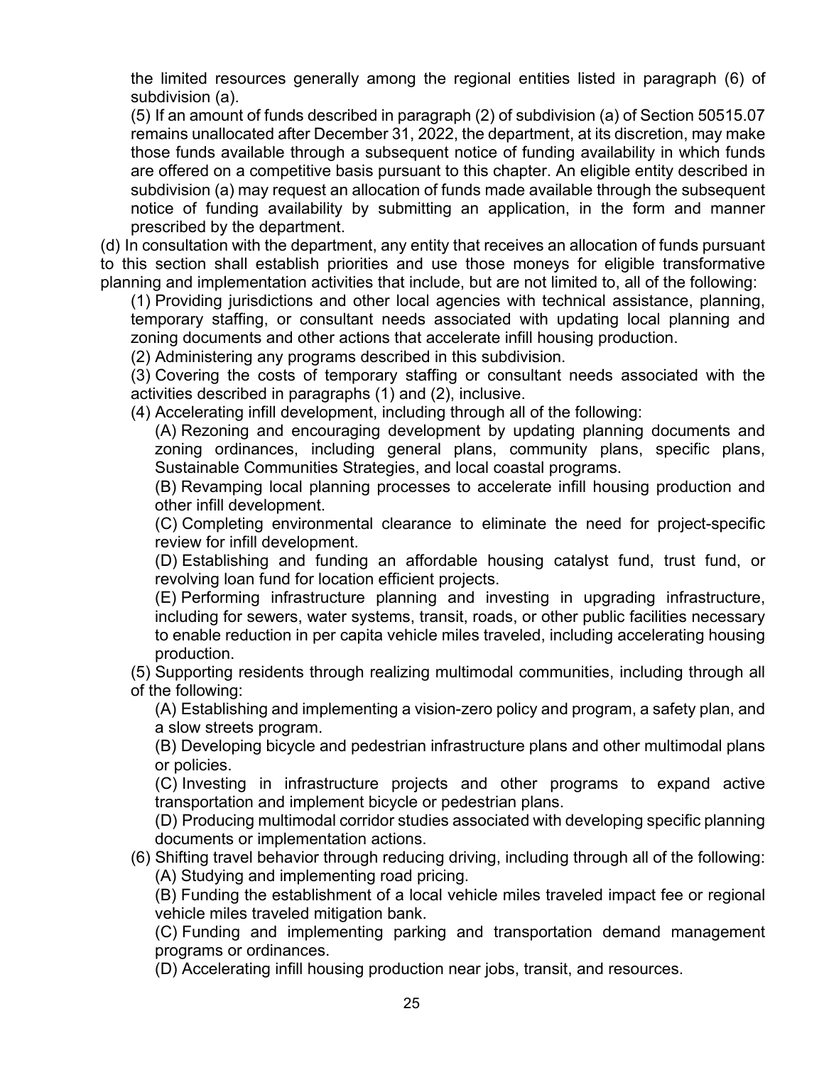the limited resources generally among the regional entities listed in paragraph (6) of subdivision (a).

(5) If an amount of funds described in paragraph (2) of subdivision (a) of Section 50515.07 remains unallocated after December 31, 2022, the department, at its discretion, may make those funds available through a subsequent notice of funding availability in which funds are offered on a competitive basis pursuant to this chapter. An eligible entity described in subdivision (a) may request an allocation of funds made available through the subsequent notice of funding availability by submitting an application, in the form and manner prescribed by the department.

(d) In consultation with the department, any entity that receives an allocation of funds pursuant to this section shall establish priorities and use those moneys for eligible transformative planning and implementation activities that include, but are not limited to, all of the following:

(1) Providing jurisdictions and other local agencies with technical assistance, planning, temporary staffing, or consultant needs associated with updating local planning and zoning documents and other actions that accelerate infill housing production.

(2) Administering any programs described in this subdivision.

(3) Covering the costs of temporary staffing or consultant needs associated with the activities described in paragraphs (1) and (2), inclusive.

(4) Accelerating infill development, including through all of the following:

(A) Rezoning and encouraging development by updating planning documents and zoning ordinances, including general plans, community plans, specific plans, Sustainable Communities Strategies, and local coastal programs.

(B) Revamping local planning processes to accelerate infill housing production and other infill development.

(C) Completing environmental clearance to eliminate the need for project-specific review for infill development.

(D) Establishing and funding an affordable housing catalyst fund, trust fund, or revolving loan fund for location efficient projects.

(E) Performing infrastructure planning and investing in upgrading infrastructure, including for sewers, water systems, transit, roads, or other public facilities necessary to enable reduction in per capita vehicle miles traveled, including accelerating housing production.

(5) Supporting residents through realizing multimodal communities, including through all of the following:

(A) Establishing and implementing a vision-zero policy and program, a safety plan, and a slow streets program.

(B) Developing bicycle and pedestrian infrastructure plans and other multimodal plans or policies.

(C) Investing in infrastructure projects and other programs to expand active transportation and implement bicycle or pedestrian plans.

(D) Producing multimodal corridor studies associated with developing specific planning documents or implementation actions.

(6) Shifting travel behavior through reducing driving, including through all of the following:

(A) Studying and implementing road pricing.

(B) Funding the establishment of a local vehicle miles traveled impact fee or regional vehicle miles traveled mitigation bank.

(C) Funding and implementing parking and transportation demand management programs or ordinances.

(D) Accelerating infill housing production near jobs, transit, and resources.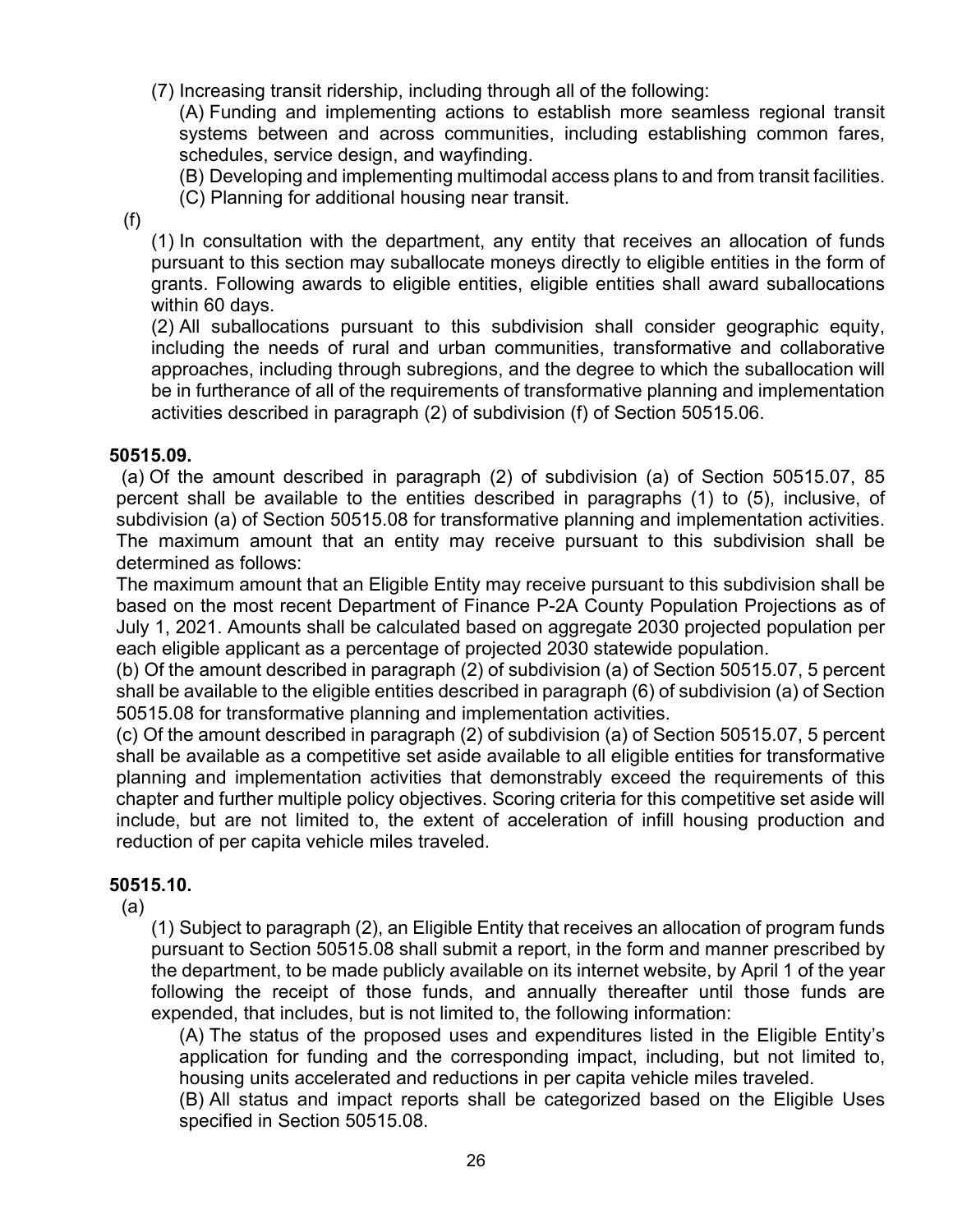(7) Increasing transit ridership, including through all of the following:

(A) Funding and implementing actions to establish more seamless regional transit systems between and across communities, including establishing common fares, schedules, service design, and wayfinding.

(B) Developing and implementing multimodal access plans to and from transit facilities.

(C) Planning for additional housing near transit.

(f)

(1) In consultation with the department, any entity that receives an allocation of funds pursuant to this section may suballocate moneys directly to eligible entities in the form of grants. Following awards to eligible entities, eligible entities shall award suballocations within 60 days.

(2) All suballocations pursuant to this subdivision shall consider geographic equity, including the needs of rural and urban communities, transformative and collaborative approaches, including through subregions, and the degree to which the suballocation will be in furtherance of all of the requirements of transformative planning and implementation activities described in paragraph (2) of subdivision (f) of Section 50515.06.

**50515.09.**

(a) Of the amount described in paragraph (2) of subdivision (a) of Section 50515.07, 85 percent shall be available to the entities described in paragraphs (1) to (5), inclusive, of subdivision (a) of Section 50515.08 for transformative planning and implementation activities. The maximum amount that an entity may receive pursuant to this subdivision shall be determined as follows:

The maximum amount that an Eligible Entity may receive pursuant to this subdivision shall be based on the most recent Department of Finance P-2A County Population Projections as of July 1, 2021. Amounts shall be calculated based on aggregate 2030 projected population per each eligible applicant as a percentage of projected 2030 statewide population.

(b) Of the amount described in paragraph (2) of subdivision (a) of Section 50515.07, 5 percent shall be available to the eligible entities described in paragraph (6) of subdivision (a) of Section 50515.08 for transformative planning and implementation activities.

(c) Of the amount described in paragraph (2) of subdivision (a) of Section 50515.07, 5 percent shall be available as a competitive set aside available to all eligible entities for transformative planning and implementation activities that demonstrably exceed the requirements of this chapter and further multiple policy objectives. Scoring criteria for this competitive set aside will include, but are not limited to, the extent of acceleration of infill housing production and reduction of per capita vehicle miles traveled.

**50515.10.**

(a)

(1) Subject to paragraph (2), an Eligible Entity that receives an allocation of program funds pursuant to Section 50515.08 shall submit a report, in the form and manner prescribed by the department, to be made publicly available on its internet website, by April 1 of the year following the receipt of those funds, and annually thereafter until those funds are expended, that includes, but is not limited to, the following information:

(A) The status of the proposed uses and expenditures listed in the Eligible Entity's application for funding and the corresponding impact, including, but not limited to, housing units accelerated and reductions in per capita vehicle miles traveled.

(B) All status and impact reports shall be categorized based on the Eligible Uses specified in Section 50515.08.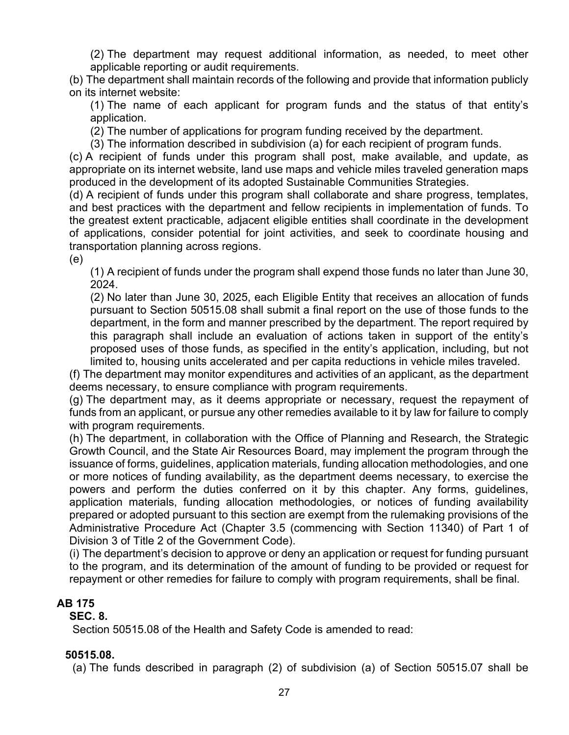(2) The department may request additional information, as needed, to meet other applicable reporting or audit requirements.

(b) The department shall maintain records of the following and provide that information publicly on its internet website:

(1) The name of each applicant for program funds and the status of that entity's application.

(2) The number of applications for program funding received by the department.

(3) The information described in subdivision (a) for each recipient of program funds.

(c) A recipient of funds under this program shall post, make available, and update, as appropriate on its internet website, land use maps and vehicle miles traveled generation maps produced in the development of its adopted Sustainable Communities Strategies.

(d) A recipient of funds under this program shall collaborate and share progress, templates, and best practices with the department and fellow recipients in implementation of funds. To the greatest extent practicable, adjacent eligible entities shall coordinate in the development of applications, consider potential for joint activities, and seek to coordinate housing and transportation planning across regions.

(e)

(1) A recipient of funds under the program shall expend those funds no later than June 30, 2024.

(2) No later than June 30, 2025, each Eligible Entity that receives an allocation of funds pursuant to Section 50515.08 shall submit a final report on the use of those funds to the department, in the form and manner prescribed by the department. The report required by this paragraph shall include an evaluation of actions taken in support of the entity's proposed uses of those funds, as specified in the entity's application, including, but not limited to, housing units accelerated and per capita reductions in vehicle miles traveled.

(f) The department may monitor expenditures and activities of an applicant, as the department deems necessary, to ensure compliance with program requirements.

(g) The department may, as it deems appropriate or necessary, request the repayment of funds from an applicant, or pursue any other remedies available to it by law for failure to comply with program requirements.

(h) The department, in collaboration with the Office of Planning and Research, the Strategic Growth Council, and the State Air Resources Board, may implement the program through the issuance of forms, guidelines, application materials, funding allocation methodologies, and one or more notices of funding availability, as the department deems necessary, to exercise the powers and perform the duties conferred on it by this chapter. Any forms, guidelines, application materials, funding allocation methodologies, or notices of funding availability prepared or adopted pursuant to this section are exempt from the rulemaking provisions of the Administrative Procedure Act (Chapter 3.5 (commencing with Section 11340) of Part 1 of Division 3 of Title 2 of the Government Code).

(i) The department's decision to approve or deny an application or request for funding pursuant to the program, and its determination of the amount of funding to be provided or request for repayment or other remedies for failure to comply with program requirements, shall be final.

**AB 175**

**SEC. 8.**

Section 50515.08 of the Health and Safety Code is amended to read:

**50515.08.**

(a) The funds described in paragraph (2) of subdivision (a) of Section 50515.07 shall be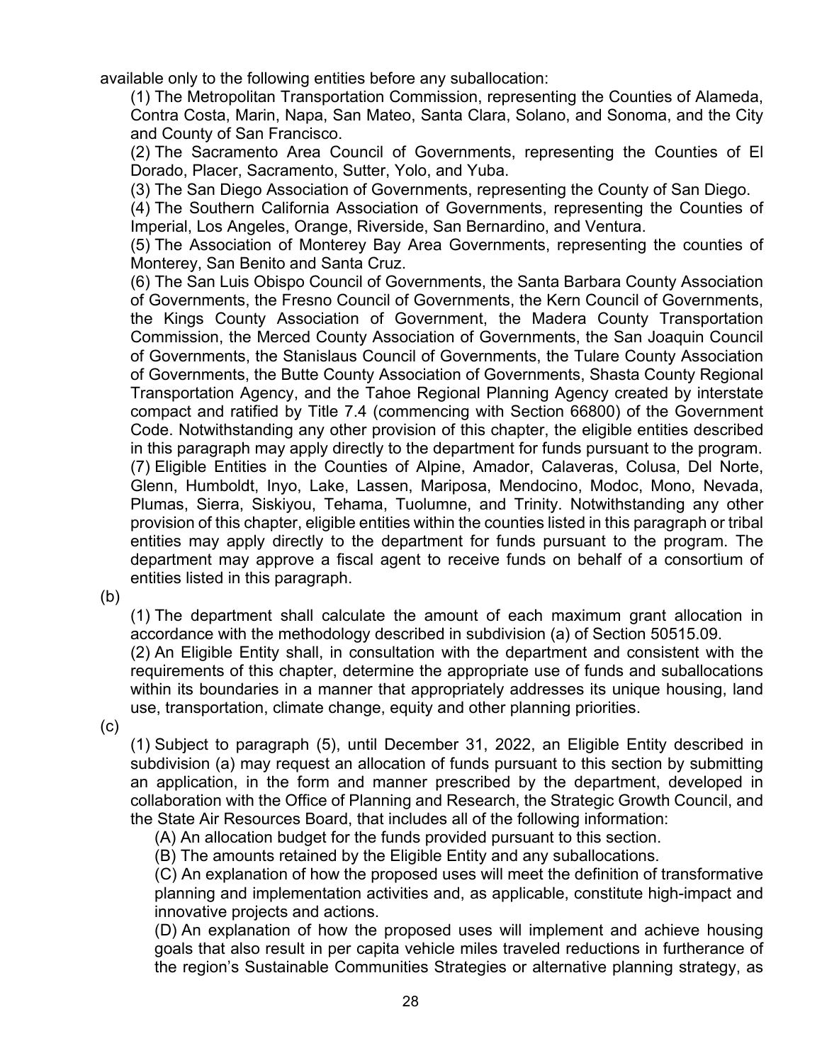available only to the following entities before any suballocation:

(1) The Metropolitan Transportation Commission, representing the Counties of Alameda, Contra Costa, Marin, Napa, San Mateo, Santa Clara, Solano, and Sonoma, and the City and County of San Francisco.

(2) The Sacramento Area Council of Governments, representing the Counties of El Dorado, Placer, Sacramento, Sutter, Yolo, and Yuba.

(3) The San Diego Association of Governments, representing the County of San Diego.

(4) The Southern California Association of Governments, representing the Counties of Imperial, Los Angeles, Orange, Riverside, San Bernardino, and Ventura.

(5) The Association of Monterey Bay Area Governments, representing the counties of Monterey, San Benito and Santa Cruz.

(6) The San Luis Obispo Council of Governments, the Santa Barbara County Association of Governments, the Fresno Council of Governments, the Kern Council of Governments, the Kings County Association of Government, the Madera County Transportation Commission, the Merced County Association of Governments, the San Joaquin Council of Governments, the Stanislaus Council of Governments, the Tulare County Association of Governments, the Butte County Association of Governments, Shasta County Regional Transportation Agency, and the Tahoe Regional Planning Agency created by interstate compact and ratified by Title 7.4 (commencing with Section 66800) of the Government Code. Notwithstanding any other provision of this chapter, the eligible entities described in this paragraph may apply directly to the department for funds pursuant to the program.

(7) Eligible Entities in the Counties of Alpine, Amador, Calaveras, Colusa, Del Norte, Glenn, Humboldt, Inyo, Lake, Lassen, Mariposa, Mendocino, Modoc, Mono, Nevada, Plumas, Sierra, Siskiyou, Tehama, Tuolumne, and Trinity. Notwithstanding any other provision of this chapter, eligible entities within the counties listed in this paragraph or tribal entities may apply directly to the department for funds pursuant to the program. The department may approve a fiscal agent to receive funds on behalf of a consortium of entities listed in this paragraph.

(b)

(1) The department shall calculate the amount of each maximum grant allocation in accordance with the methodology described in subdivision (a) of Section 50515.09.

(2) An Eligible Entity shall, in consultation with the department and consistent with the requirements of this chapter, determine the appropriate use of funds and suballocations within its boundaries in a manner that appropriately addresses its unique housing, land use, transportation, climate change, equity and other planning priorities.

(c)

(1) Subject to paragraph (5), until December 31, 2022, an Eligible Entity described in subdivision (a) may request an allocation of funds pursuant to this section by submitting an application, in the form and manner prescribed by the department, developed in collaboration with the Office of Planning and Research, the Strategic Growth Council, and the State Air Resources Board, that includes all of the following information:

(A) An allocation budget for the funds provided pursuant to this section.

(B) The amounts retained by the Eligible Entity and any suballocations.

(C) An explanation of how the proposed uses will meet the definition of transformative planning and implementation activities and, as applicable, constitute high-impact and innovative projects and actions.

(D) An explanation of how the proposed uses will implement and achieve housing goals that also result in per capita vehicle miles traveled reductions in furtherance of the region's Sustainable Communities Strategies or alternative planning strategy, as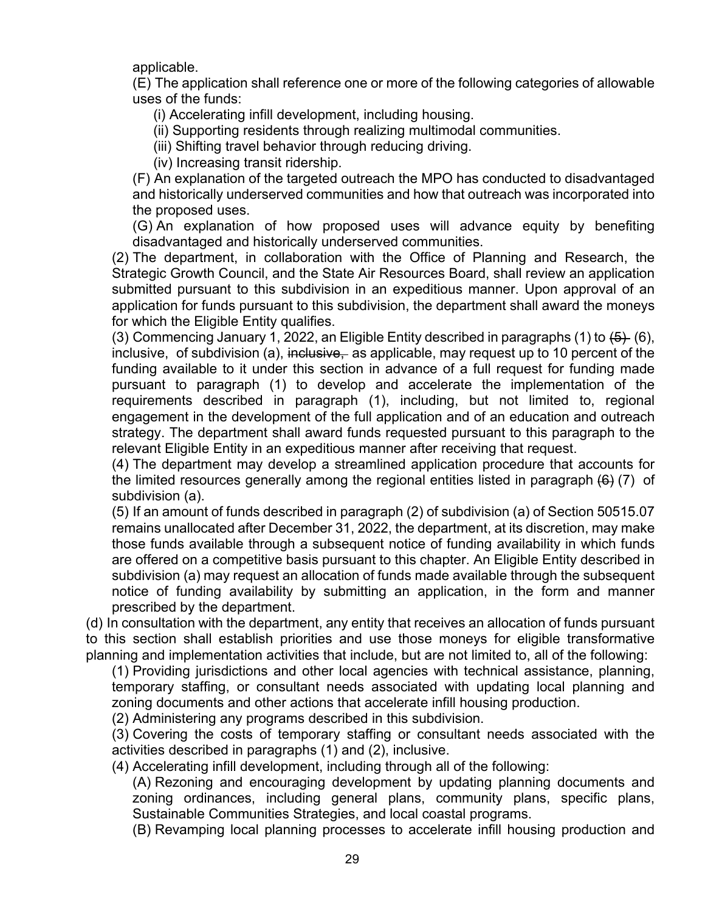applicable.

(E) The application shall reference one or more of the following categories of allowable uses of the funds:

(i) Accelerating infill development, including housing.

(ii) Supporting residents through realizing multimodal communities.

(iii) Shifting travel behavior through reducing driving.

(iv) Increasing transit ridership.

(F) An explanation of the targeted outreach the MPO has conducted to disadvantaged and historically underserved communities and how that outreach was incorporated into the proposed uses.

(G) An explanation of how proposed uses will advance equity by benefiting disadvantaged and historically underserved communities.

(2) The department, in collaboration with the Office of Planning and Research, the Strategic Growth Council, and the State Air Resources Board, shall review an application submitted pursuant to this subdivision in an expeditious manner. Upon approval of an application for funds pursuant to this subdivision, the department shall award the moneys for which the Eligible Entity qualifies.

(3) Commencing January 1, 2022, an Eligible Entity described in paragraphs (1) to ~~(5)~~ (6), inclusive, of subdivision (a), ~~inclusive,~~ as applicable, may request up to 10 percent of the funding available to it under this section in advance of a full request for funding made pursuant to paragraph (1) to develop and accelerate the implementation of the requirements described in paragraph (1), including, but not limited to, regional engagement in the development of the full application and of an education and outreach strategy. The department shall award funds requested pursuant to this paragraph to the relevant Eligible Entity in an expeditious manner after receiving that request.

(4) The department may develop a streamlined application procedure that accounts for the limited resources generally among the regional entities listed in paragraph ~~(6)~~ (7) of subdivision (a).

(5) If an amount of funds described in paragraph (2) of subdivision (a) of Section 50515.07 remains unallocated after December 31, 2022, the department, at its discretion, may make those funds available through a subsequent notice of funding availability in which funds are offered on a competitive basis pursuant to this chapter. An Eligible Entity described in subdivision (a) may request an allocation of funds made available through the subsequent notice of funding availability by submitting an application, in the form and manner prescribed by the department.

(d) In consultation with the department, any entity that receives an allocation of funds pursuant to this section shall establish priorities and use those moneys for eligible transformative planning and implementation activities that include, but are not limited to, all of the following:

(1) Providing jurisdictions and other local agencies with technical assistance, planning, temporary staffing, or consultant needs associated with updating local planning and zoning documents and other actions that accelerate infill housing production.

(2) Administering any programs described in this subdivision.

(3) Covering the costs of temporary staffing or consultant needs associated with the activities described in paragraphs (1) and (2), inclusive.

(4) Accelerating infill development, including through all of the following:

(A) Rezoning and encouraging development by updating planning documents and zoning ordinances, including general plans, community plans, specific plans, Sustainable Communities Strategies, and local coastal programs.

(B) Revamping local planning processes to accelerate infill housing production and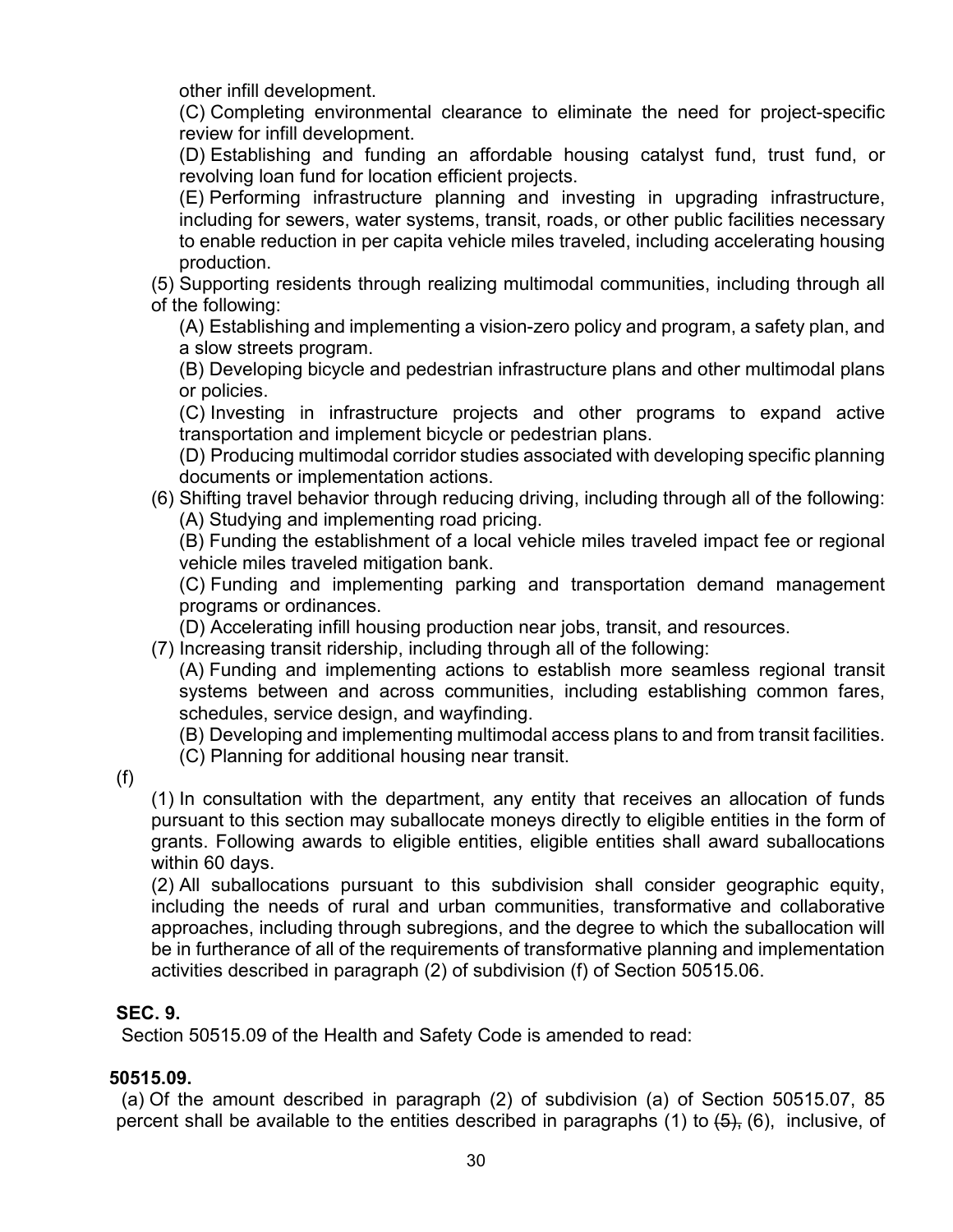other infill development.

(C) Completing environmental clearance to eliminate the need for project-specific review for infill development.

(D) Establishing and funding an affordable housing catalyst fund, trust fund, or revolving loan fund for location efficient projects.

(E) Performing infrastructure planning and investing in upgrading infrastructure, including for sewers, water systems, transit, roads, or other public facilities necessary to enable reduction in per capita vehicle miles traveled, including accelerating housing production.

(5) Supporting residents through realizing multimodal communities, including through all of the following:

(A) Establishing and implementing a vision-zero policy and program, a safety plan, and a slow streets program.

(B) Developing bicycle and pedestrian infrastructure plans and other multimodal plans or policies.

(C) Investing in infrastructure projects and other programs to expand active transportation and implement bicycle or pedestrian plans.

(D) Producing multimodal corridor studies associated with developing specific planning documents or implementation actions.

(6) Shifting travel behavior through reducing driving, including through all of the following:

(A) Studying and implementing road pricing.

(B) Funding the establishment of a local vehicle miles traveled impact fee or regional vehicle miles traveled mitigation bank.

(C) Funding and implementing parking and transportation demand management programs or ordinances.

(D) Accelerating infill housing production near jobs, transit, and resources.

(7) Increasing transit ridership, including through all of the following:

(A) Funding and implementing actions to establish more seamless regional transit systems between and across communities, including establishing common fares, schedules, service design, and wayfinding.

(B) Developing and implementing multimodal access plans to and from transit facilities.

(C) Planning for additional housing near transit.

(f)

(1) In consultation with the department, any entity that receives an allocation of funds pursuant to this section may suballocate moneys directly to eligible entities in the form of grants. Following awards to eligible entities, eligible entities shall award suballocations within 60 days.

(2) All suballocations pursuant to this subdivision shall consider geographic equity, including the needs of rural and urban communities, transformative and collaborative approaches, including through subregions, and the degree to which the suballocation will be in furtherance of all of the requirements of transformative planning and implementation activities described in paragraph (2) of subdivision (f) of Section 50515.06.

**SEC. 9.**

Section 50515.09 of the Health and Safety Code is amended to read:

**50515.09.**

(a) Of the amount described in paragraph (2) of subdivision (a) of Section 50515.07, 85 percent shall be available to the entities described in paragraphs (1) to ~~(5),~~ (6), inclusive, of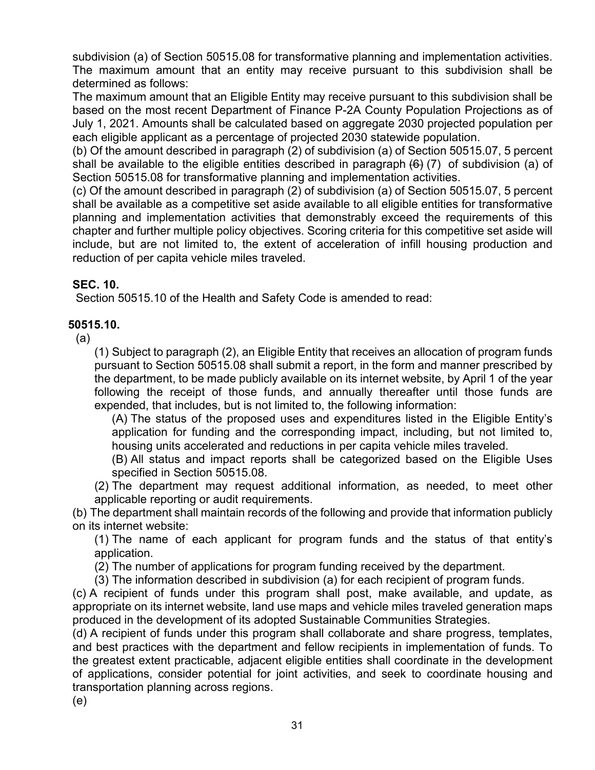subdivision (a) of Section 50515.08 for transformative planning and implementation activities. The maximum amount that an entity may receive pursuant to this subdivision shall be determined as follows:

The maximum amount that an Eligible Entity may receive pursuant to this subdivision shall be based on the most recent Department of Finance P-2A County Population Projections as of July 1, 2021. Amounts shall be calculated based on aggregate 2030 projected population per each eligible applicant as a percentage of projected 2030 statewide population.

(b) Of the amount described in paragraph (2) of subdivision (a) of Section 50515.07, 5 percent shall be available to the eligible entities described in paragraph ~~(6)~~ (7) of subdivision (a) of Section 50515.08 for transformative planning and implementation activities.

(c) Of the amount described in paragraph (2) of subdivision (a) of Section 50515.07, 5 percent shall be available as a competitive set aside available to all eligible entities for transformative planning and implementation activities that demonstrably exceed the requirements of this chapter and further multiple policy objectives. Scoring criteria for this competitive set aside will include, but are not limited to, the extent of acceleration of infill housing production and reduction of per capita vehicle miles traveled.

**SEC. 10.**

Section 50515.10 of the Health and Safety Code is amended to read:

**50515.10.**

(a)

(1) Subject to paragraph (2), an Eligible Entity that receives an allocation of program funds pursuant to Section 50515.08 shall submit a report, in the form and manner prescribed by the department, to be made publicly available on its internet website, by April 1 of the year following the receipt of those funds, and annually thereafter until those funds are expended, that includes, but is not limited to, the following information:

(A) The status of the proposed uses and expenditures listed in the Eligible Entity's application for funding and the corresponding impact, including, but not limited to, housing units accelerated and reductions in per capita vehicle miles traveled.

(B) All status and impact reports shall be categorized based on the Eligible Uses specified in Section 50515.08.

(2) The department may request additional information, as needed, to meet other applicable reporting or audit requirements.

(b) The department shall maintain records of the following and provide that information publicly on its internet website:

(1) The name of each applicant for program funds and the status of that entity's application.

(2) The number of applications for program funding received by the department.

(3) The information described in subdivision (a) for each recipient of program funds.

(c) A recipient of funds under this program shall post, make available, and update, as appropriate on its internet website, land use maps and vehicle miles traveled generation maps produced in the development of its adopted Sustainable Communities Strategies.

(d) A recipient of funds under this program shall collaborate and share progress, templates, and best practices with the department and fellow recipients in implementation of funds. To the greatest extent practicable, adjacent eligible entities shall coordinate in the development of applications, consider potential for joint activities, and seek to coordinate housing and transportation planning across regions.

(e)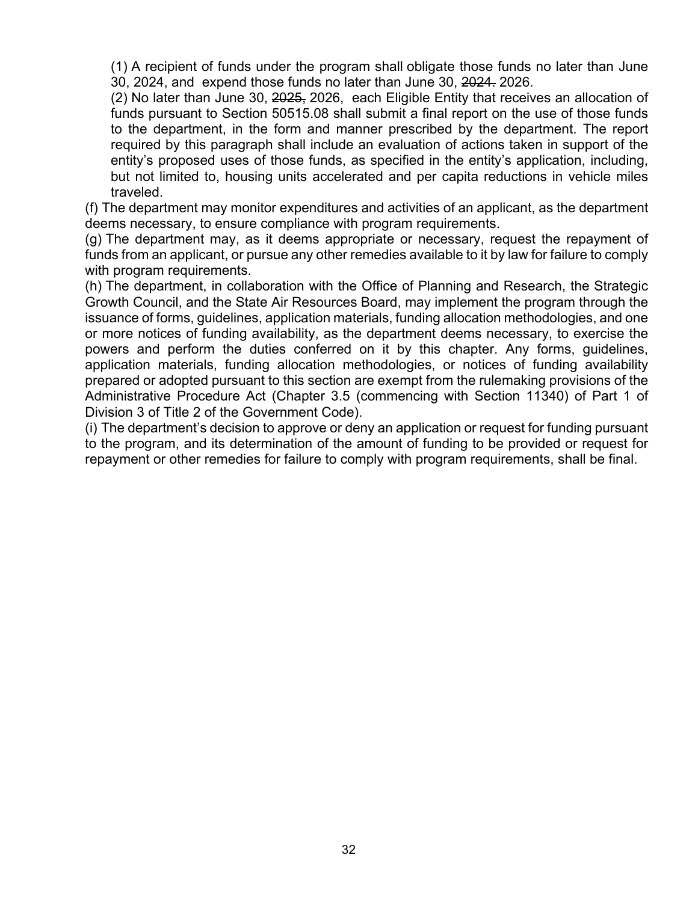(1) A recipient of funds under the program shall obligate those funds no later than June 30, 2024, and expend those funds no later than June 30, ~~2024.~~ 2026.

(2) No later than June 30, ~~2025,~~ 2026, each Eligible Entity that receives an allocation of funds pursuant to Section 50515.08 shall submit a final report on the use of those funds to the department, in the form and manner prescribed by the department. The report required by this paragraph shall include an evaluation of actions taken in support of the entity's proposed uses of those funds, as specified in the entity's application, including, but not limited to, housing units accelerated and per capita reductions in vehicle miles traveled.

(f) The department may monitor expenditures and activities of an applicant, as the department deems necessary, to ensure compliance with program requirements.

(g) The department may, as it deems appropriate or necessary, request the repayment of funds from an applicant, or pursue any other remedies available to it by law for failure to comply with program requirements.

(h) The department, in collaboration with the Office of Planning and Research, the Strategic Growth Council, and the State Air Resources Board, may implement the program through the issuance of forms, guidelines, application materials, funding allocation methodologies, and one or more notices of funding availability, as the department deems necessary, to exercise the powers and perform the duties conferred on it by this chapter. Any forms, guidelines, application materials, funding allocation methodologies, or notices of funding availability prepared or adopted pursuant to this section are exempt from the rulemaking provisions of the Administrative Procedure Act (Chapter 3.5 (commencing with Section 11340) of Part 1 of Division 3 of Title 2 of the Government Code).

(i) The department's decision to approve or deny an application or request for funding pursuant to the program, and its determination of the amount of funding to be provided or request for repayment or other remedies for failure to comply with program requirements, shall be final.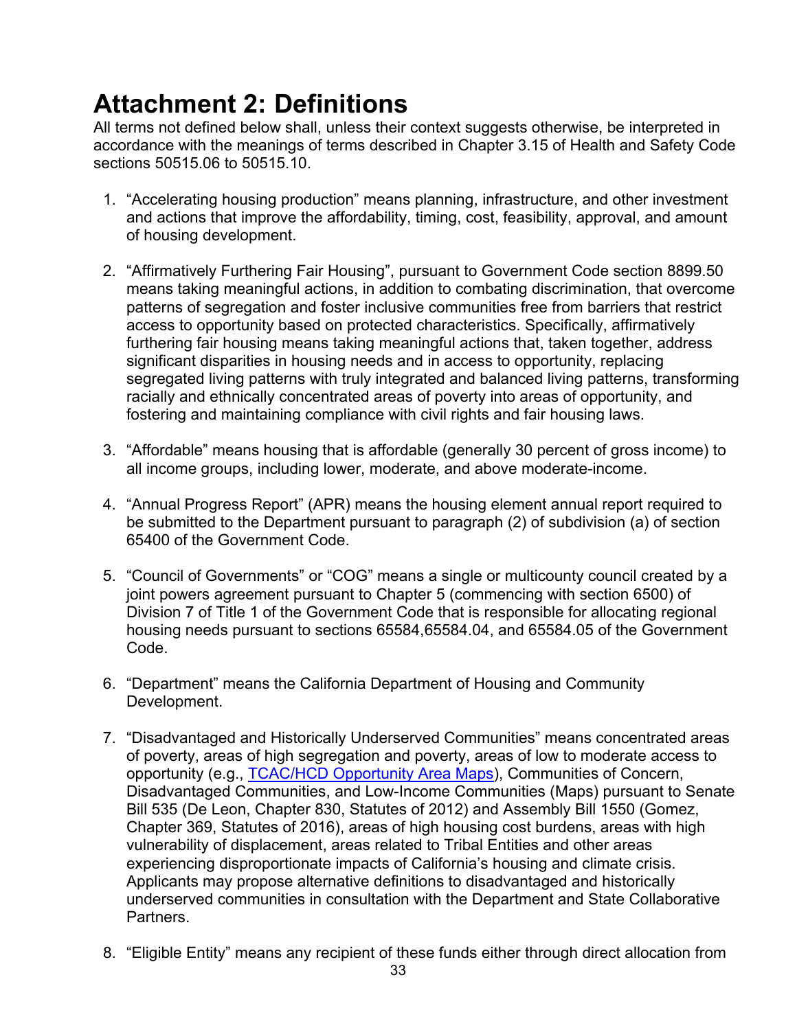# Attachment 2: Definitions

All terms not defined below shall, unless their context suggests otherwise, be interpreted in accordance with the meanings of terms described in Chapter 3.15 of Health and Safety Code sections 50515.06 to 50515.10.

1. "Accelerating housing production" means planning, infrastructure, and other investment and actions that improve the affordability, timing, cost, feasibility, approval, and amount of housing development.

2. "Affirmatively Furthering Fair Housing", pursuant to Government Code section 8899.50 means taking meaningful actions, in addition to combating discrimination, that overcome patterns of segregation and foster inclusive communities free from barriers that restrict access to opportunity based on protected characteristics. Specifically, affirmatively furthering fair housing means taking meaningful actions that, taken together, address significant disparities in housing needs and in access to opportunity, replacing segregated living patterns with truly integrated and balanced living patterns, transforming racially and ethnically concentrated areas of poverty into areas of opportunity, and fostering and maintaining compliance with civil rights and fair housing laws.

3. "Affordable" means housing that is affordable (generally 30 percent of gross income) to all income groups, including lower, moderate, and above moderate-income.

4. "Annual Progress Report" (APR) means the housing element annual report required to be submitted to the Department pursuant to paragraph (2) of subdivision (a) of section 65400 of the Government Code.

5. "Council of Governments" or "COG" means a single or multicounty council created by a joint powers agreement pursuant to Chapter 5 (commencing with section 6500) of Division 7 of Title 1 of the Government Code that is responsible for allocating regional housing needs pursuant to sections 65584,65584.04, and 65584.05 of the Government Code.

6. "Department" means the California Department of Housing and Community Development.

7. "Disadvantaged and Historically Underserved Communities" means concentrated areas of poverty, areas of high segregation and poverty, areas of low to moderate access to opportunity (e.g., [TCAC/HCD Opportunity Area Maps]), Communities of Concern, Disadvantaged Communities, and Low-Income Communities (Maps) pursuant to Senate Bill 535 (De Leon, Chapter 830, Statutes of 2012) and Assembly Bill 1550 (Gomez, Chapter 369, Statutes of 2016), areas of high housing cost burdens, areas with high vulnerability of displacement, areas related to Tribal Entities and other areas experiencing disproportionate impacts of California's housing and climate crisis. Applicants may propose alternative definitions to disadvantaged and historically underserved communities in consultation with the Department and State Collaborative Partners.

8. "Eligible Entity" means any recipient of these funds either through direct allocation from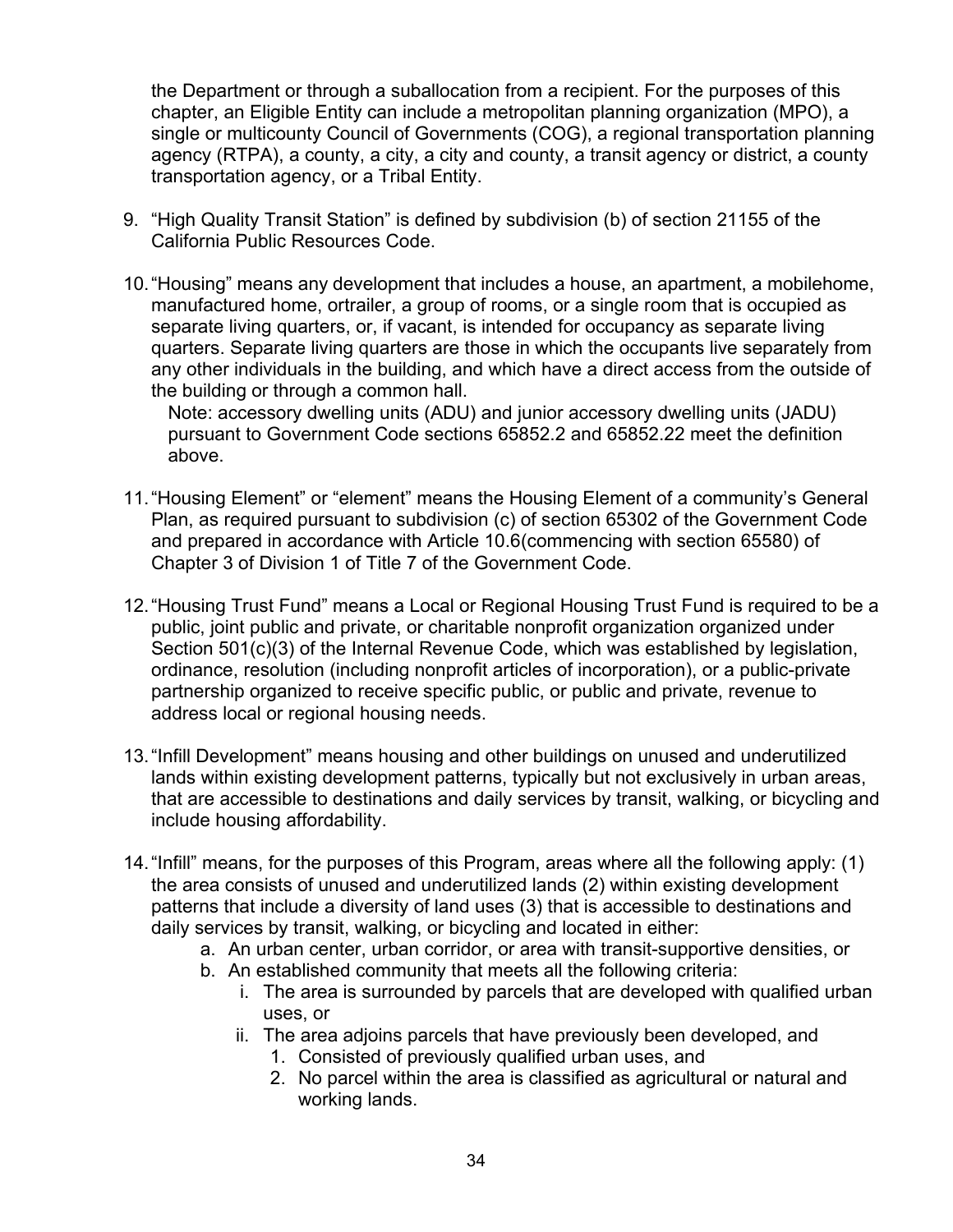the Department or through a suballocation from a recipient. For the purposes of this chapter, an Eligible Entity can include a metropolitan planning organization (MPO), a single or multicounty Council of Governments (COG), a regional transportation planning agency (RTPA), a county, a city, a city and county, a transit agency or district, a county transportation agency, or a Tribal Entity.

9. "High Quality Transit Station" is defined by subdivision (b) of section 21155 of the California Public Resources Code.
10. "Housing" means any development that includes a house, an apartment, a mobilehome, manufactured home, ortrailer, a group of rooms, or a single room that is occupied as separate living quarters, or, if vacant, is intended for occupancy as separate living quarters. Separate living quarters are those in which the occupants live separately from any other individuals in the building, and which have a direct access from the outside of the building or through a common hall.
    Note: accessory dwelling units (ADU) and junior accessory dwelling units (JADU) pursuant to Government Code sections 65852.2 and 65852.22 meet the definition above.
11. "Housing Element" or "element" means the Housing Element of a community's General Plan, as required pursuant to subdivision (c) of section 65302 of the Government Code and prepared in accordance with Article 10.6(commencing with section 65580) of Chapter 3 of Division 1 of Title 7 of the Government Code.
12. "Housing Trust Fund" means a Local or Regional Housing Trust Fund is required to be a public, joint public and private, or charitable nonprofit organization organized under Section 501(c)(3) of the Internal Revenue Code, which was established by legislation, ordinance, resolution (including nonprofit articles of incorporation), or a public-private partnership organized to receive specific public, or public and private, revenue to address local or regional housing needs.
13. "Infill Development" means housing and other buildings on unused and underutilized lands within existing development patterns, typically but not exclusively in urban areas, that are accessible to destinations and daily services by transit, walking, or bicycling and include housing affordability.
14. "Infill" means, for the purposes of this Program, areas where all the following apply: (1) the area consists of unused and underutilized lands (2) within existing development patterns that include a diversity of land uses (3) that is accessible to destinations and daily services by transit, walking, or bicycling and located in either:
    a. An urban center, urban corridor, or area with transit-supportive densities, or
    b. An established community that meets all the following criteria:
        i. The area is surrounded by parcels that are developed with qualified urban uses, or
        ii. The area adjoins parcels that have previously been developed, and
            1. Consisted of previously qualified urban uses, and
            2. No parcel within the area is classified as agricultural or natural and working lands.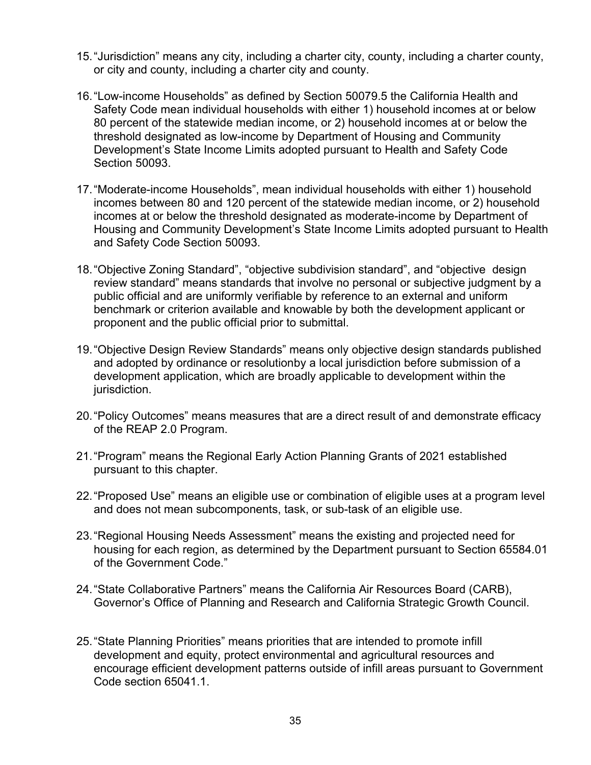15. "Jurisdiction" means any city, including a charter city, county, including a charter county, or city and county, including a charter city and county.

16. "Low-income Households" as defined by Section 50079.5 the California Health and Safety Code mean individual households with either 1) household incomes at or below 80 percent of the statewide median income, or 2) household incomes at or below the threshold designated as low-income by Department of Housing and Community Development's State Income Limits adopted pursuant to Health and Safety Code Section 50093.

17. "Moderate-income Households", mean individual households with either 1) household incomes between 80 and 120 percent of the statewide median income, or 2) household incomes at or below the threshold designated as moderate-income by Department of Housing and Community Development's State Income Limits adopted pursuant to Health and Safety Code Section 50093.

18. "Objective Zoning Standard", "objective subdivision standard", and "objective design review standard" means standards that involve no personal or subjective judgment by a public official and are uniformly verifiable by reference to an external and uniform benchmark or criterion available and knowable by both the development applicant or proponent and the public official prior to submittal.

19. "Objective Design Review Standards" means only objective design standards published and adopted by ordinance or resolutionby a local jurisdiction before submission of a development application, which are broadly applicable to development within the jurisdiction.

20. "Policy Outcomes" means measures that are a direct result of and demonstrate efficacy of the REAP 2.0 Program.

21. "Program" means the Regional Early Action Planning Grants of 2021 established pursuant to this chapter.

22. "Proposed Use" means an eligible use or combination of eligible uses at a program level and does not mean subcomponents, task, or sub-task of an eligible use.

23. "Regional Housing Needs Assessment" means the existing and projected need for housing for each region, as determined by the Department pursuant to Section 65584.01 of the Government Code."

24. "State Collaborative Partners" means the California Air Resources Board (CARB), Governor's Office of Planning and Research and California Strategic Growth Council.

25. "State Planning Priorities" means priorities that are intended to promote infill development and equity, protect environmental and agricultural resources and encourage efficient development patterns outside of infill areas pursuant to Government Code section 65041.1.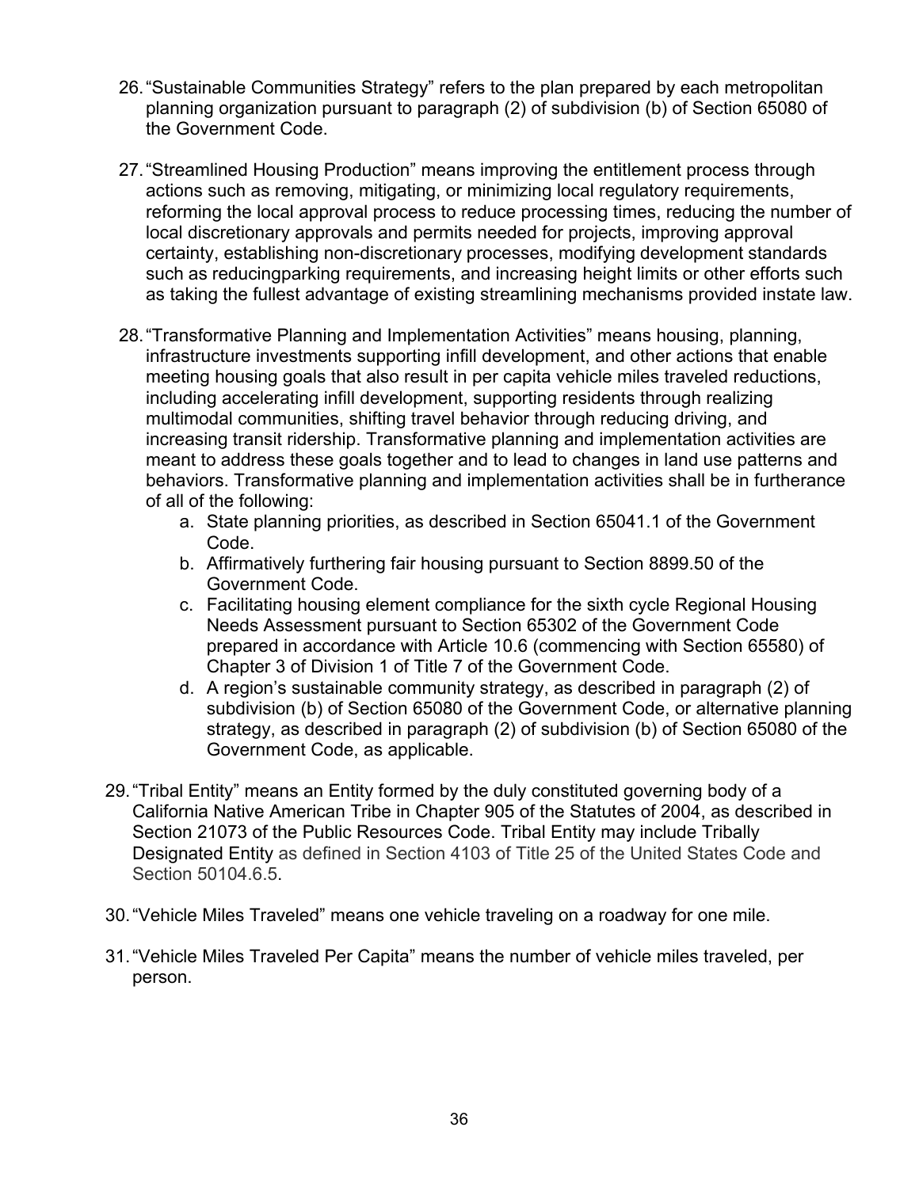26. "Sustainable Communities Strategy" refers to the plan prepared by each metropolitan planning organization pursuant to paragraph (2) of subdivision (b) of Section 65080 of the Government Code.

27. "Streamlined Housing Production" means improving the entitlement process through actions such as removing, mitigating, or minimizing local regulatory requirements, reforming the local approval process to reduce processing times, reducing the number of local discretionary approvals and permits needed for projects, improving approval certainty, establishing non-discretionary processes, modifying development standards such as reducingparking requirements, and increasing height limits or other efforts such as taking the fullest advantage of existing streamlining mechanisms provided instate law.

28. "Transformative Planning and Implementation Activities" means housing, planning, infrastructure investments supporting infill development, and other actions that enable meeting housing goals that also result in per capita vehicle miles traveled reductions, including accelerating infill development, supporting residents through realizing multimodal communities, shifting travel behavior through reducing driving, and increasing transit ridership. Transformative planning and implementation activities are meant to address these goals together and to lead to changes in land use patterns and behaviors. Transformative planning and implementation activities shall be in furtherance of all of the following:
    a. State planning priorities, as described in Section 65041.1 of the Government Code.
    b. Affirmatively furthering fair housing pursuant to Section 8899.50 of the Government Code.
    c. Facilitating housing element compliance for the sixth cycle Regional Housing Needs Assessment pursuant to Section 65302 of the Government Code prepared in accordance with Article 10.6 (commencing with Section 65580) of Chapter 3 of Division 1 of Title 7 of the Government Code.
    d. A region's sustainable community strategy, as described in paragraph (2) of subdivision (b) of Section 65080 of the Government Code, or alternative planning strategy, as described in paragraph (2) of subdivision (b) of Section 65080 of the Government Code, as applicable.

29. "Tribal Entity" means an Entity formed by the duly constituted governing body of a California Native American Tribe in Chapter 905 of the Statutes of 2004, as described in Section 21073 of the Public Resources Code. Tribal Entity may include Tribally Designated Entity as defined in Section 4103 of Title 25 of the United States Code and Section 50104.6.5.

30. "Vehicle Miles Traveled" means one vehicle traveling on a roadway for one mile.

31. "Vehicle Miles Traveled Per Capita" means the number of vehicle miles traveled, per person.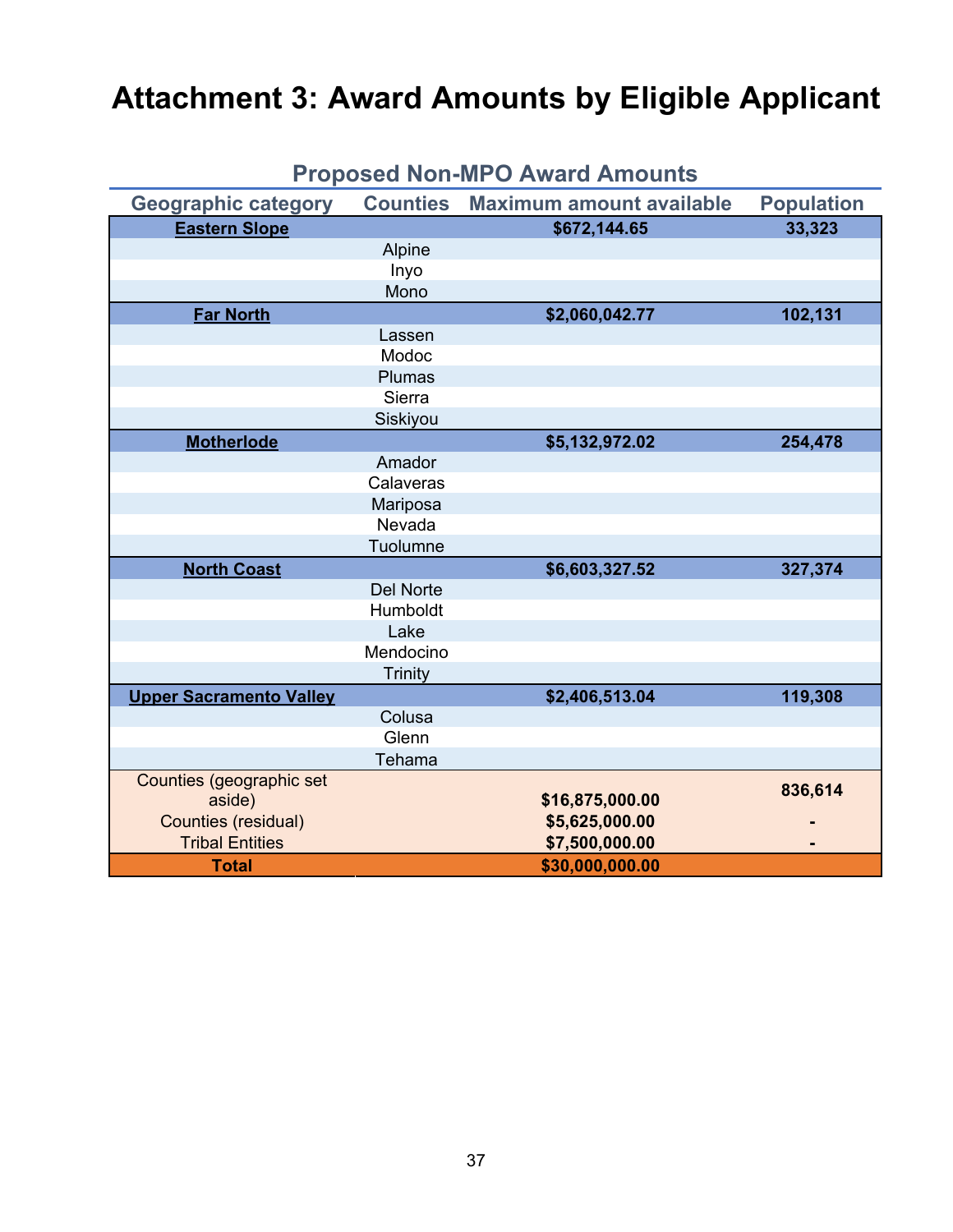# Attachment 3: Award Amounts by Eligible Applicant

**Proposed Non-MPO Award Amounts**

| Geographic category | Counties | Maximum amount available | Population |
|---|---|---|---|
| **Eastern Slope** | | **$672,144.65** | **33,323** |
| | Alpine | | |
| | Inyo | | |
| | Mono | | |
| **Far North** | | **$2,060,042.77** | **102,131** |
| | Lassen | | |
| | Modoc | | |
| | Plumas | | |
| | Sierra | | |
| | Siskiyou | | |
| **Motherlode** | | **$5,132,972.02** | **254,478** |
| | Amador | | |
| | Calaveras | | |
| | Mariposa | | |
| | Nevada | | |
| | Tuolumne | | |
| **North Coast** | | **$6,603,327.52** | **327,374** |
| | Del Norte | | |
| | Humboldt | | |
| | Lake | | |
| | Mendocino | | |
| | Trinity | | |
| **Upper Sacramento Valley** | | **$2,406,513.04** | **119,308** |
| | Colusa | | |
| | Glenn | | |
| | Tehama | | |
| Counties (geographic set aside) | | **$16,875,000.00** | **836,614** |
| Counties (residual) | | **$5,625,000.00** | **-** |
| Tribal Entities | | **$7,500,000.00** | **-** |
| **Total** | | **$30,000,000.00** | |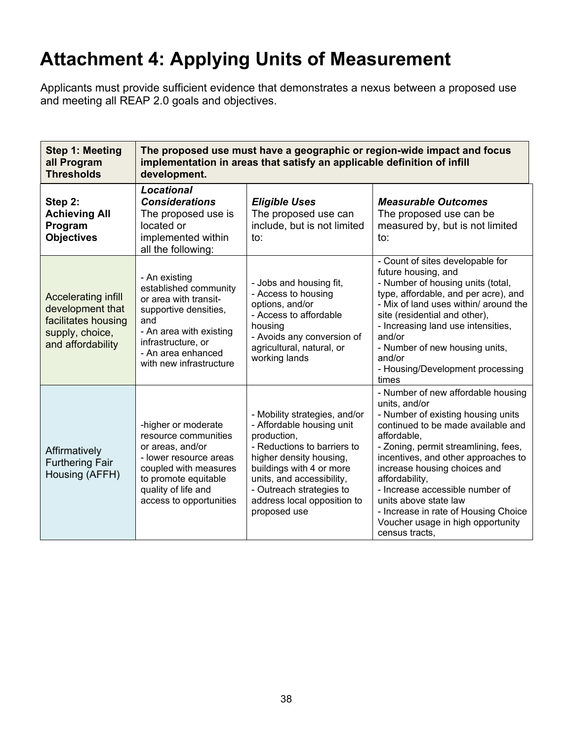# Attachment 4: Applying Units of Measurement

Applicants must provide sufficient evidence that demonstrates a nexus between a proposed use and meeting all REAP 2.0 goals and objectives.

| **Step 1: Meeting all Program Thresholds** | **The proposed use must have a geographic or region-wide impact and focus implementation in areas that satisfy an applicable definition of infill development.** | | |
|---|---|---|---|
| **Step 2: Achieving All Program Objectives** | ***Locational Considerations*** The proposed use is located or implemented within all the following: | ***Eligible Uses*** The proposed use can include, but is not limited to: | ***Measurable Outcomes*** The proposed use can be measured by, but is not limited to: |
| Accelerating infill development that facilitates housing supply, choice, and affordability | - An existing established community or area with transit-supportive densities, and<br>- An area with existing infrastructure, or<br>- An area enhanced with new infrastructure | - Jobs and housing fit,<br>- Access to housing options, and/or<br>- Access to affordable housing<br>- Avoids any conversion of agricultural, natural, or working lands | - Count of sites developable for future housing, and<br>- Number of housing units (total, type, affordable, and per acre), and<br>- Mix of land uses within/ around the site (residential and other),<br>- Increasing land use intensities, and/or<br>- Number of new housing units, and/or<br>- Housing/Development processing times |
| Affirmatively Furthering Fair Housing (AFFH) | -higher or moderate resource communities or areas, and/or<br>- lower resource areas coupled with measures to promote equitable quality of life and access to opportunities | - Mobility strategies, and/or<br>- Affordable housing unit production,<br>- Reductions to barriers to higher density housing, buildings with 4 or more units, and accessibility,<br>- Outreach strategies to address local opposition to proposed use | - Number of new affordable housing units, and/or<br>- Number of existing housing units continued to be made available and affordable,<br>- Zoning, permit streamlining, fees, incentives, and other approaches to increase housing choices and affordability,<br>- Increase accessible number of units above state law<br>- Increase in rate of Housing Choice Voucher usage in high opportunity census tracts, |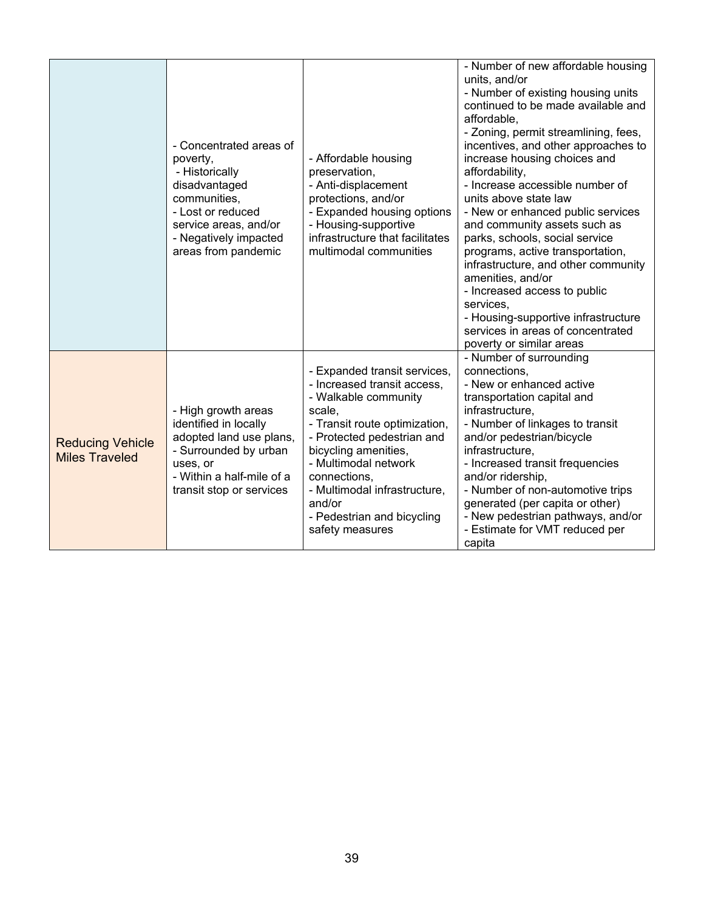| | | | |
|---|---|---|---|
| | - Concentrated areas of poverty,<br>- Historically disadvantaged communities,<br>- Lost or reduced service areas, and/or<br>- Negatively impacted areas from pandemic | - Affordable housing preservation,<br>- Anti-displacement protections, and/or<br>- Expanded housing options<br>- Housing-supportive infrastructure that facilitates multimodal communities | - Number of new affordable housing units, and/or<br>- Number of existing housing units continued to be made available and affordable,<br>- Zoning, permit streamlining, fees, incentives, and other approaches to increase housing choices and affordability,<br>- Increase accessible number of units above state law<br>- New or enhanced public services and community assets such as parks, schools, social service programs, active transportation, infrastructure, and other community amenities, and/or<br>- Increased access to public services,<br>- Housing-supportive infrastructure services in areas of concentrated poverty or similar areas |
| Reducing Vehicle Miles Traveled | - High growth areas identified in locally adopted land use plans,<br>- Surrounded by urban uses, or<br>- Within a half-mile of a transit stop or services | - Expanded transit services,<br>- Increased transit access,<br>- Walkable community scale,<br>- Transit route optimization,<br>- Protected pedestrian and bicycling amenities,<br>- Multimodal network connections,<br>- Multimodal infrastructure, and/or<br>- Pedestrian and bicycling safety measures | - Number of surrounding connections,<br>- New or enhanced active transportation capital and infrastructure,<br>- Number of linkages to transit and/or pedestrian/bicycle infrastructure,<br>- Increased transit frequencies and/or ridership,<br>- Number of non-automotive trips generated (per capita or other)<br>- New pedestrian pathways, and/or<br>- Estimate for VMT reduced per capita |